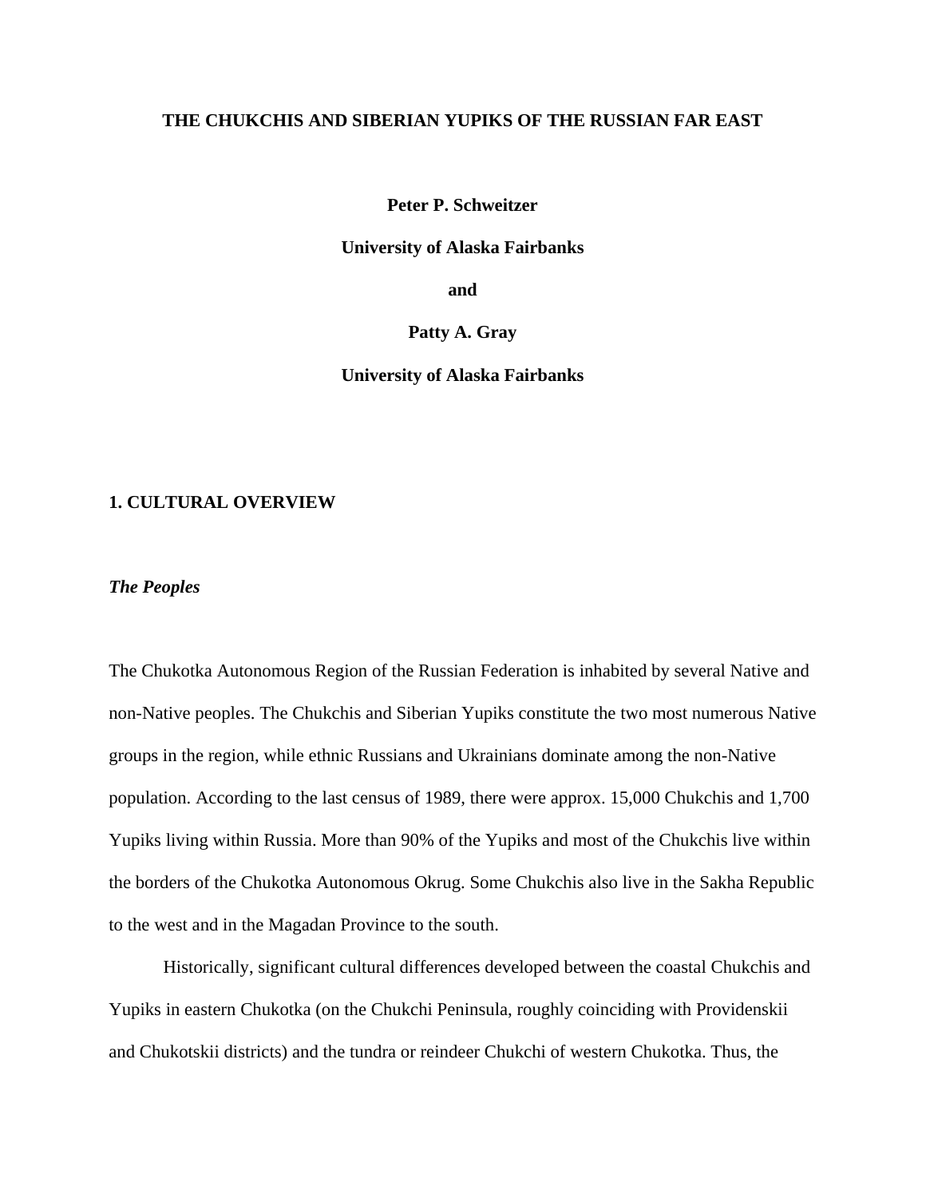# THE CHUKCHIS AND SIBERIAN YUPIKS OF THE RUSSIAN FAR EAST

**Peter P. Schweitzer**

**University of Alaska Fairbanks**

**and**

**Patty A. Gray**

**University of Alaska Fairbanks**

## 1. CULTURAL OVERVIEW

### *The Peoples*

The Chukotka Autonomous Region of the Russian Federation is inhabited by several Native and non-Native peoples. The Chukchis and Siberian Yupiks constitute the two most numerous Native groups in the region, while ethnic Russians and Ukrainians dominate among the non-Native population. According to the last census of 1989, there were approx. 15,000 Chukchis and 1,700 Yupiks living within Russia. More than 90% of the Yupiks and most of the Chukchis live within the borders of the Chukotka Autonomous Okrug. Some Chukchis also live in the Sakha Republic to the west and in the Magadan Province to the south.

Historically, significant cultural differences developed between the coastal Chukchis and Yupiks in eastern Chukotka (on the Chukchi Peninsula, roughly coinciding with Providenskii and Chukotskii districts) and the tundra or reindeer Chukchi of western Chukotka. Thus, the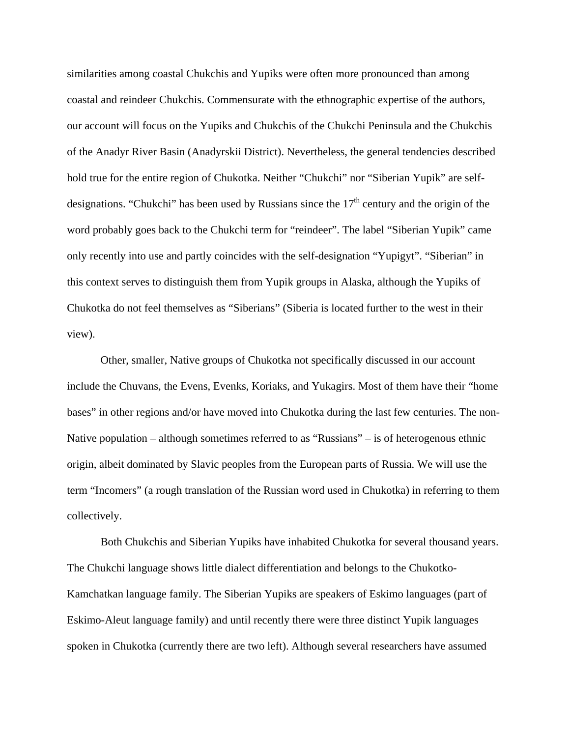similarities among coastal Chukchis and Yupiks were often more pronounced than among coastal and reindeer Chukchis. Commensurate with the ethnographic expertise of the authors, our account will focus on the Yupiks and Chukchis of the Chukchi Peninsula and the Chukchis of the Anadyr River Basin (Anadyrskii District). Nevertheless, the general tendencies described hold true for the entire region of Chukotka. Neither "Chukchi" nor "Siberian Yupik" are self-designations. "Chukchi" has been used by Russians since the 17th century and the origin of the word probably goes back to the Chukchi term for "reindeer". The label "Siberian Yupik" came only recently into use and partly coincides with the self-designation "Yupigyt". "Siberian" in this context serves to distinguish them from Yupik groups in Alaska, although the Yupiks of Chukotka do not feel themselves as "Siberians" (Siberia is located further to the west in their view).

Other, smaller, Native groups of Chukotka not specifically discussed in our account include the Chuvans, the Evens, Evenks, Koriaks, and Yukagirs. Most of them have their "home bases" in other regions and/or have moved into Chukotka during the last few centuries. The non-Native population – although sometimes referred to as "Russians" – is of heterogenous ethnic origin, albeit dominated by Slavic peoples from the European parts of Russia. We will use the term "Incomers" (a rough translation of the Russian word used in Chukotka) in referring to them collectively.

Both Chukchis and Siberian Yupiks have inhabited Chukotka for several thousand years. The Chukchi language shows little dialect differentiation and belongs to the Chukotko-Kamchatkan language family. The Siberian Yupiks are speakers of Eskimo languages (part of Eskimo-Aleut language family) and until recently there were three distinct Yupik languages spoken in Chukotka (currently there are two left). Although several researchers have assumed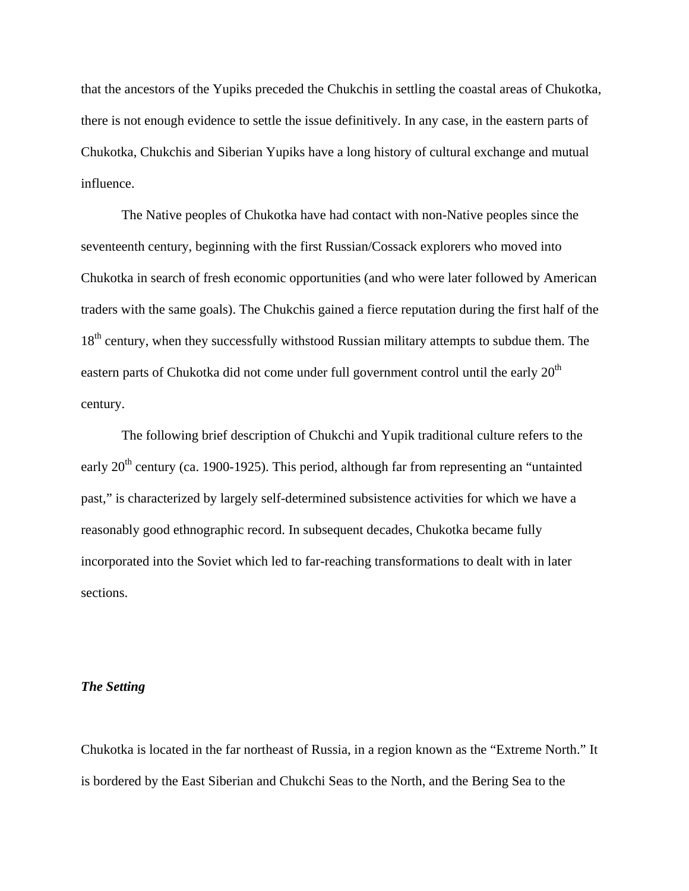that the ancestors of the Yupiks preceded the Chukchis in settling the coastal areas of Chukotka, there is not enough evidence to settle the issue definitively. In any case, in the eastern parts of Chukotka, Chukchis and Siberian Yupiks have a long history of cultural exchange and mutual influence.

The Native peoples of Chukotka have had contact with non-Native peoples since the seventeenth century, beginning with the first Russian/Cossack explorers who moved into Chukotka in search of fresh economic opportunities (and who were later followed by American traders with the same goals). The Chukchis gained a fierce reputation during the first half of the 18th century, when they successfully withstood Russian military attempts to subdue them. The eastern parts of Chukotka did not come under full government control until the early 20th century.

The following brief description of Chukchi and Yupik traditional culture refers to the early 20th century (ca. 1900-1925). This period, although far from representing an "untainted past," is characterized by largely self-determined subsistence activities for which we have a reasonably good ethnographic record. In subsequent decades, Chukotka became fully incorporated into the Soviet which led to far-reaching transformations to dealt with in later sections.

### *The Setting*

Chukotka is located in the far northeast of Russia, in a region known as the "Extreme North." It is bordered by the East Siberian and Chukchi Seas to the North, and the Bering Sea to the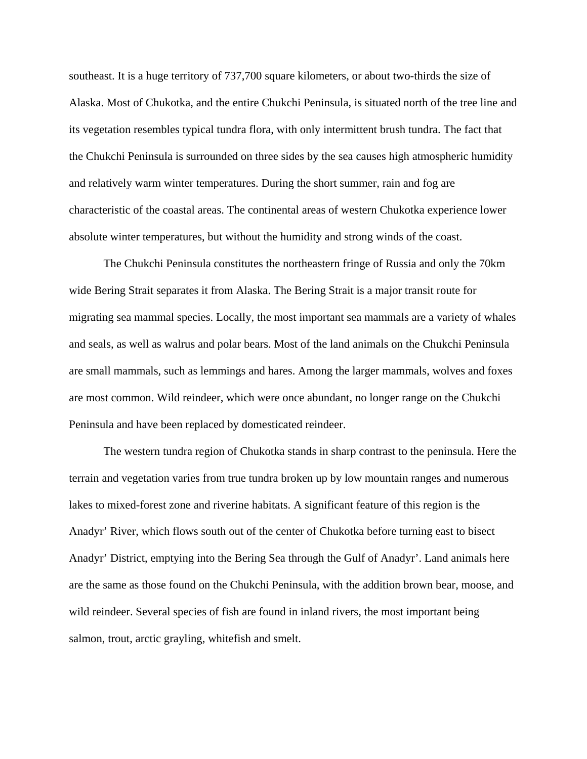southeast. It is a huge territory of 737,700 square kilometers, or about two-thirds the size of Alaska. Most of Chukotka, and the entire Chukchi Peninsula, is situated north of the tree line and its vegetation resembles typical tundra flora, with only intermittent brush tundra. The fact that the Chukchi Peninsula is surrounded on three sides by the sea causes high atmospheric humidity and relatively warm winter temperatures. During the short summer, rain and fog are characteristic of the coastal areas. The continental areas of western Chukotka experience lower absolute winter temperatures, but without the humidity and strong winds of the coast.

The Chukchi Peninsula constitutes the northeastern fringe of Russia and only the 70km wide Bering Strait separates it from Alaska. The Bering Strait is a major transit route for migrating sea mammal species. Locally, the most important sea mammals are a variety of whales and seals, as well as walrus and polar bears. Most of the land animals on the Chukchi Peninsula are small mammals, such as lemmings and hares. Among the larger mammals, wolves and foxes are most common. Wild reindeer, which were once abundant, no longer range on the Chukchi Peninsula and have been replaced by domesticated reindeer.

The western tundra region of Chukotka stands in sharp contrast to the peninsula. Here the terrain and vegetation varies from true tundra broken up by low mountain ranges and numerous lakes to mixed-forest zone and riverine habitats. A significant feature of this region is the Anadyr' River, which flows south out of the center of Chukotka before turning east to bisect Anadyr' District, emptying into the Bering Sea through the Gulf of Anadyr'. Land animals here are the same as those found on the Chukchi Peninsula, with the addition brown bear, moose, and wild reindeer. Several species of fish are found in inland rivers, the most important being salmon, trout, arctic grayling, whitefish and smelt.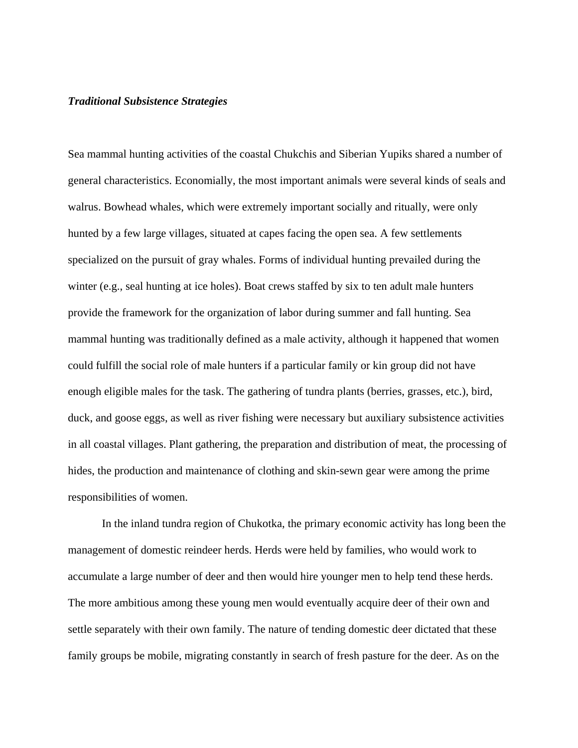***Traditional Subsistence Strategies***

Sea mammal hunting activities of the coastal Chukchis and Siberian Yupiks shared a number of general characteristics. Economially, the most important animals were several kinds of seals and walrus. Bowhead whales, which were extremely important socially and ritually, were only hunted by a few large villages, situated at capes facing the open sea. A few settlements specialized on the pursuit of gray whales. Forms of individual hunting prevailed during the winter (e.g., seal hunting at ice holes). Boat crews staffed by six to ten adult male hunters provide the framework for the organization of labor during summer and fall hunting. Sea mammal hunting was traditionally defined as a male activity, although it happened that women could fulfill the social role of male hunters if a particular family or kin group did not have enough eligible males for the task. The gathering of tundra plants (berries, grasses, etc.), bird, duck, and goose eggs, as well as river fishing were necessary but auxiliary subsistence activities in all coastal villages. Plant gathering, the preparation and distribution of meat, the processing of hides, the production and maintenance of clothing and skin-sewn gear were among the prime responsibilities of women.

In the inland tundra region of Chukotka, the primary economic activity has long been the management of domestic reindeer herds. Herds were held by families, who would work to accumulate a large number of deer and then would hire younger men to help tend these herds. The more ambitious among these young men would eventually acquire deer of their own and settle separately with their own family. The nature of tending domestic deer dictated that these family groups be mobile, migrating constantly in search of fresh pasture for the deer. As on the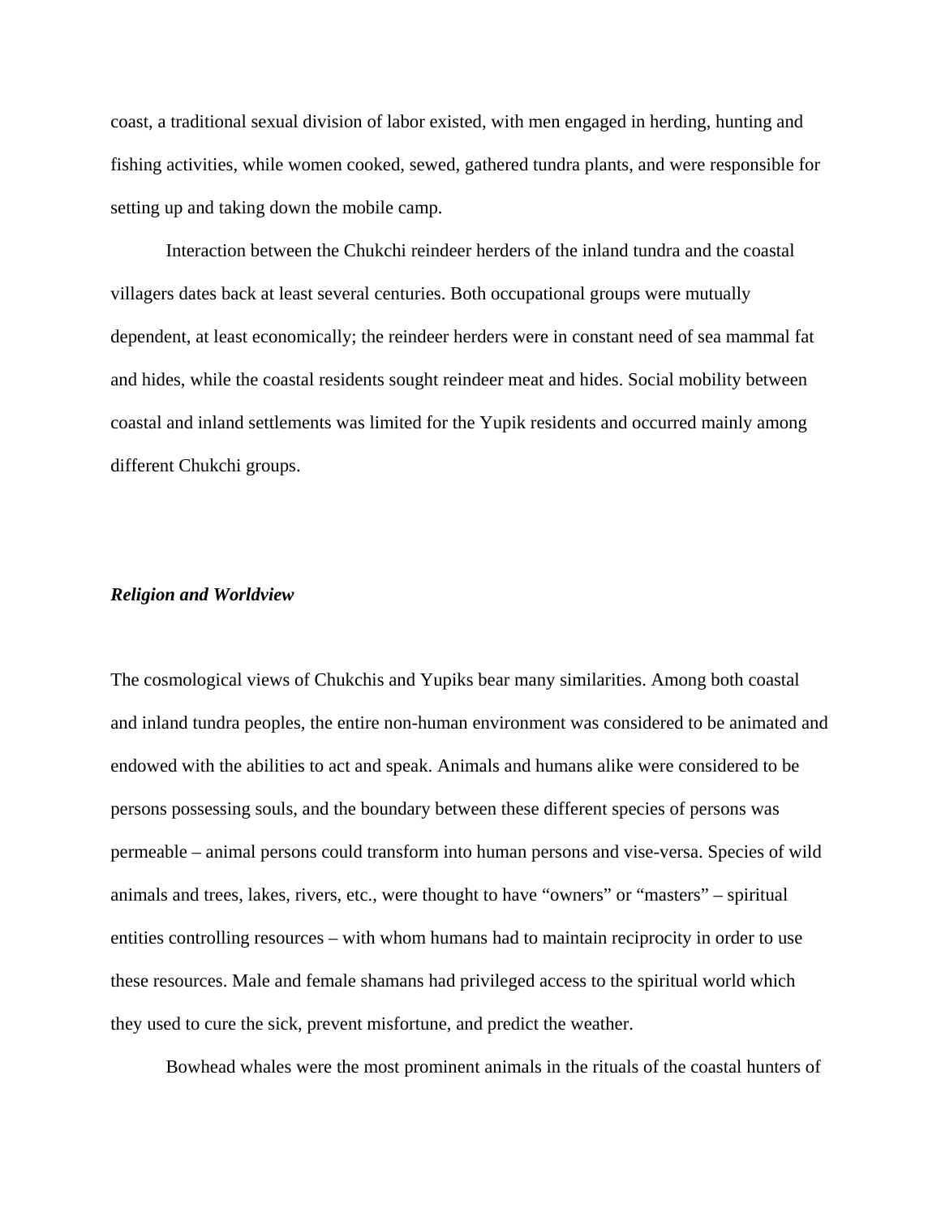coast, a traditional sexual division of labor existed, with men engaged in herding, hunting and fishing activities, while women cooked, sewed, gathered tundra plants, and were responsible for setting up and taking down the mobile camp.

Interaction between the Chukchi reindeer herders of the inland tundra and the coastal villagers dates back at least several centuries. Both occupational groups were mutually dependent, at least economically; the reindeer herders were in constant need of sea mammal fat and hides, while the coastal residents sought reindeer meat and hides. Social mobility between coastal and inland settlements was limited for the Yupik residents and occurred mainly among different Chukchi groups.

### *Religion and Worldview*

The cosmological views of Chukchis and Yupiks bear many similarities. Among both coastal and inland tundra peoples, the entire non-human environment was considered to be animated and endowed with the abilities to act and speak. Animals and humans alike were considered to be persons possessing souls, and the boundary between these different species of persons was permeable – animal persons could transform into human persons and vise-versa. Species of wild animals and trees, lakes, rivers, etc., were thought to have "owners" or "masters" – spiritual entities controlling resources – with whom humans had to maintain reciprocity in order to use these resources. Male and female shamans had privileged access to the spiritual world which they used to cure the sick, prevent misfortune, and predict the weather.

Bowhead whales were the most prominent animals in the rituals of the coastal hunters of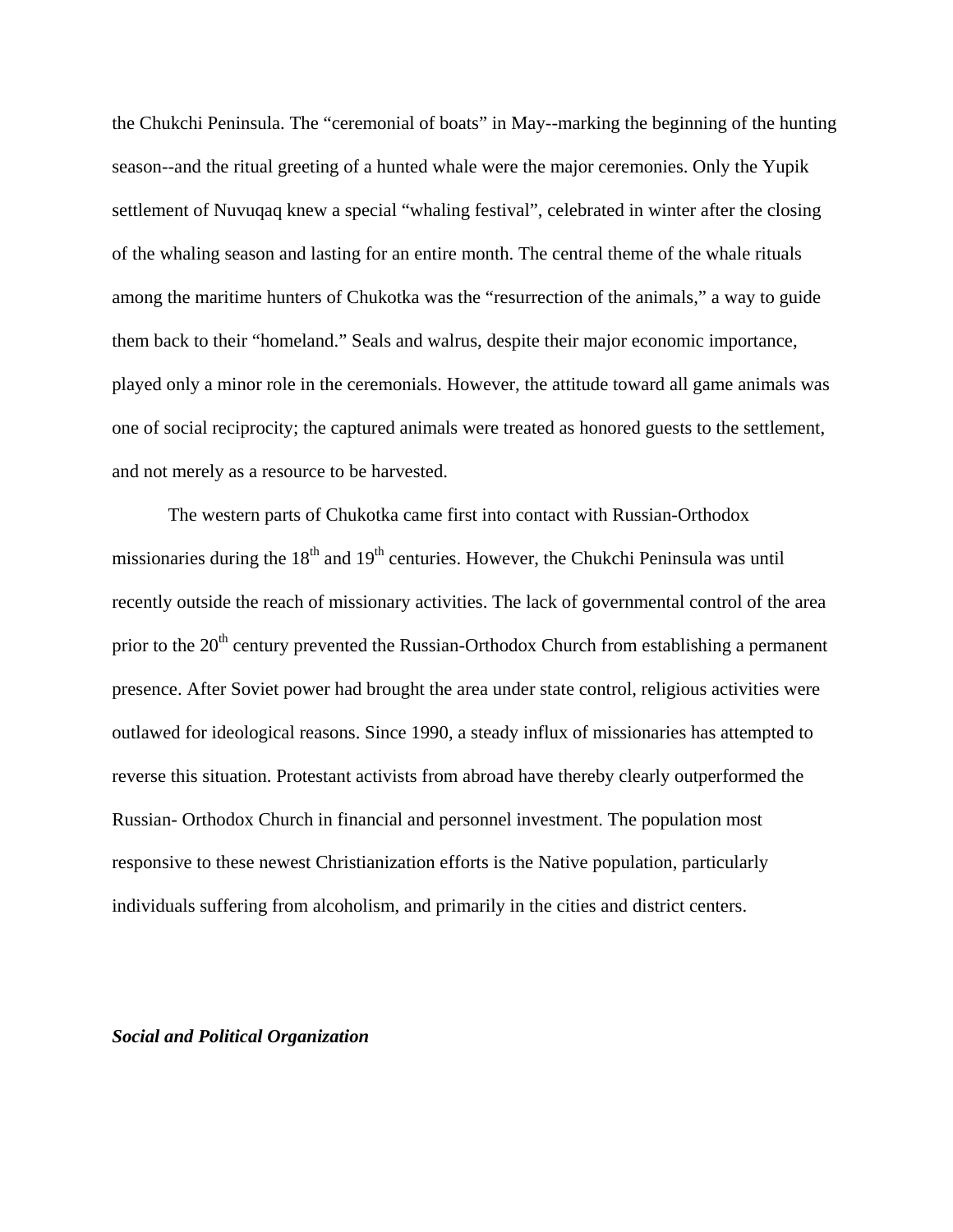the Chukchi Peninsula. The "ceremonial of boats" in May--marking the beginning of the hunting season--and the ritual greeting of a hunted whale were the major ceremonies. Only the Yupik settlement of Nuvuqaq knew a special "whaling festival", celebrated in winter after the closing of the whaling season and lasting for an entire month. The central theme of the whale rituals among the maritime hunters of Chukotka was the "resurrection of the animals," a way to guide them back to their "homeland." Seals and walrus, despite their major economic importance, played only a minor role in the ceremonials. However, the attitude toward all game animals was one of social reciprocity; the captured animals were treated as honored guests to the settlement, and not merely as a resource to be harvested.

The western parts of Chukotka came first into contact with Russian-Orthodox missionaries during the 18th and 19th centuries. However, the Chukchi Peninsula was until recently outside the reach of missionary activities. The lack of governmental control of the area prior to the 20th century prevented the Russian-Orthodox Church from establishing a permanent presence. After Soviet power had brought the area under state control, religious activities were outlawed for ideological reasons. Since 1990, a steady influx of missionaries has attempted to reverse this situation. Protestant activists from abroad have thereby clearly outperformed the Russian- Orthodox Church in financial and personnel investment. The population most responsive to these newest Christianization efforts is the Native population, particularly individuals suffering from alcoholism, and primarily in the cities and district centers.

### *Social and Political Organization*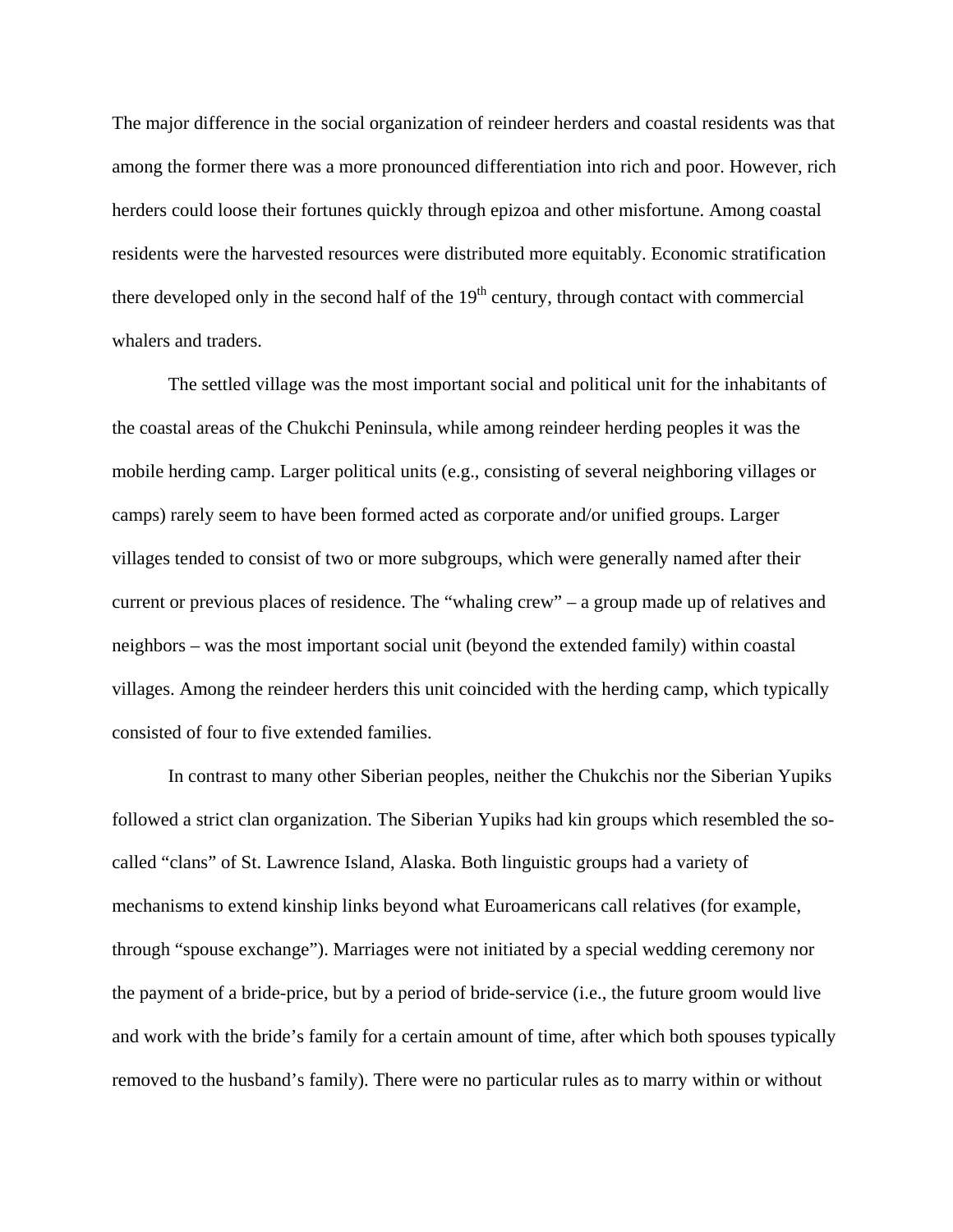The major difference in the social organization of reindeer herders and coastal residents was that among the former there was a more pronounced differentiation into rich and poor. However, rich herders could loose their fortunes quickly through epizoa and other misfortune. Among coastal residents were the harvested resources were distributed more equitably. Economic stratification there developed only in the second half of the 19th century, through contact with commercial whalers and traders.

The settled village was the most important social and political unit for the inhabitants of the coastal areas of the Chukchi Peninsula, while among reindeer herding peoples it was the mobile herding camp. Larger political units (e.g., consisting of several neighboring villages or camps) rarely seem to have been formed acted as corporate and/or unified groups. Larger villages tended to consist of two or more subgroups, which were generally named after their current or previous places of residence. The "whaling crew" – a group made up of relatives and neighbors – was the most important social unit (beyond the extended family) within coastal villages. Among the reindeer herders this unit coincided with the herding camp, which typically consisted of four to five extended families.

In contrast to many other Siberian peoples, neither the Chukchis nor the Siberian Yupiks followed a strict clan organization. The Siberian Yupiks had kin groups which resembled the so-called "clans" of St. Lawrence Island, Alaska. Both linguistic groups had a variety of mechanisms to extend kinship links beyond what Euroamericans call relatives (for example, through "spouse exchange"). Marriages were not initiated by a special wedding ceremony nor the payment of a bride-price, but by a period of bride-service (i.e., the future groom would live and work with the bride's family for a certain amount of time, after which both spouses typically removed to the husband's family). There were no particular rules as to marry within or without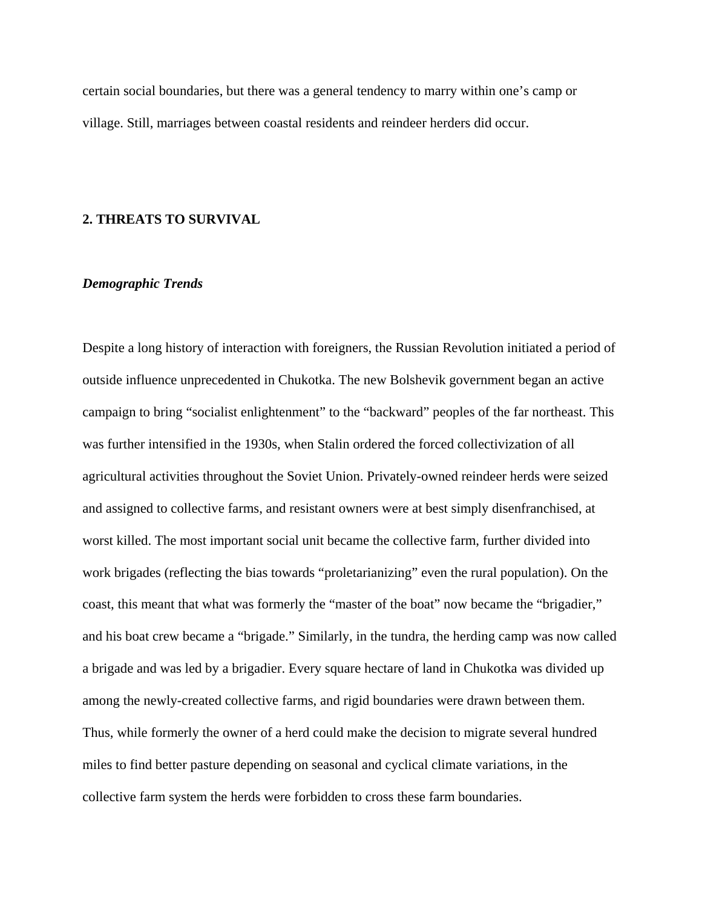certain social boundaries, but there was a general tendency to marry within one's camp or village. Still, marriages between coastal residents and reindeer herders did occur.

## 2. THREATS TO SURVIVAL

### *Demographic Trends*

Despite a long history of interaction with foreigners, the Russian Revolution initiated a period of outside influence unprecedented in Chukotka. The new Bolshevik government began an active campaign to bring "socialist enlightenment" to the "backward" peoples of the far northeast. This was further intensified in the 1930s, when Stalin ordered the forced collectivization of all agricultural activities throughout the Soviet Union. Privately-owned reindeer herds were seized and assigned to collective farms, and resistant owners were at best simply disenfranchised, at worst killed. The most important social unit became the collective farm, further divided into work brigades (reflecting the bias towards "proletarianizing" even the rural population). On the coast, this meant that what was formerly the "master of the boat" now became the "brigadier," and his boat crew became a "brigade." Similarly, in the tundra, the herding camp was now called a brigade and was led by a brigadier. Every square hectare of land in Chukotka was divided up among the newly-created collective farms, and rigid boundaries were drawn between them. Thus, while formerly the owner of a herd could make the decision to migrate several hundred miles to find better pasture depending on seasonal and cyclical climate variations, in the collective farm system the herds were forbidden to cross these farm boundaries.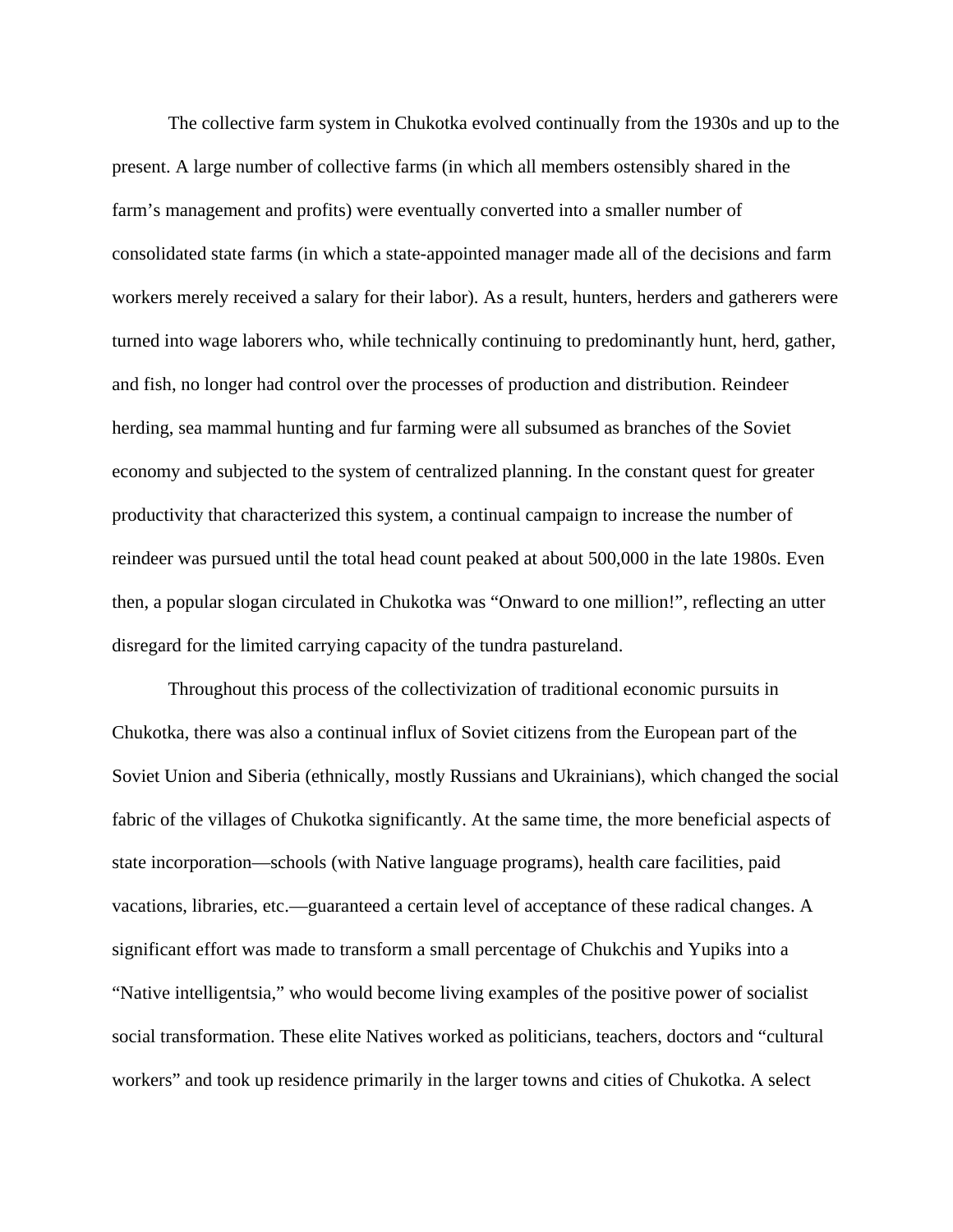The collective farm system in Chukotka evolved continually from the 1930s and up to the present. A large number of collective farms (in which all members ostensibly shared in the farm's management and profits) were eventually converted into a smaller number of consolidated state farms (in which a state-appointed manager made all of the decisions and farm workers merely received a salary for their labor). As a result, hunters, herders and gatherers were turned into wage laborers who, while technically continuing to predominantly hunt, herd, gather, and fish, no longer had control over the processes of production and distribution. Reindeer herding, sea mammal hunting and fur farming were all subsumed as branches of the Soviet economy and subjected to the system of centralized planning. In the constant quest for greater productivity that characterized this system, a continual campaign to increase the number of reindeer was pursued until the total head count peaked at about 500,000 in the late 1980s. Even then, a popular slogan circulated in Chukotka was "Onward to one million!", reflecting an utter disregard for the limited carrying capacity of the tundra pastureland.

Throughout this process of the collectivization of traditional economic pursuits in Chukotka, there was also a continual influx of Soviet citizens from the European part of the Soviet Union and Siberia (ethnically, mostly Russians and Ukrainians), which changed the social fabric of the villages of Chukotka significantly. At the same time, the more beneficial aspects of state incorporation—schools (with Native language programs), health care facilities, paid vacations, libraries, etc.—guaranteed a certain level of acceptance of these radical changes. A significant effort was made to transform a small percentage of Chukchis and Yupiks into a "Native intelligentsia," who would become living examples of the positive power of socialist social transformation. These elite Natives worked as politicians, teachers, doctors and "cultural workers" and took up residence primarily in the larger towns and cities of Chukotka. A select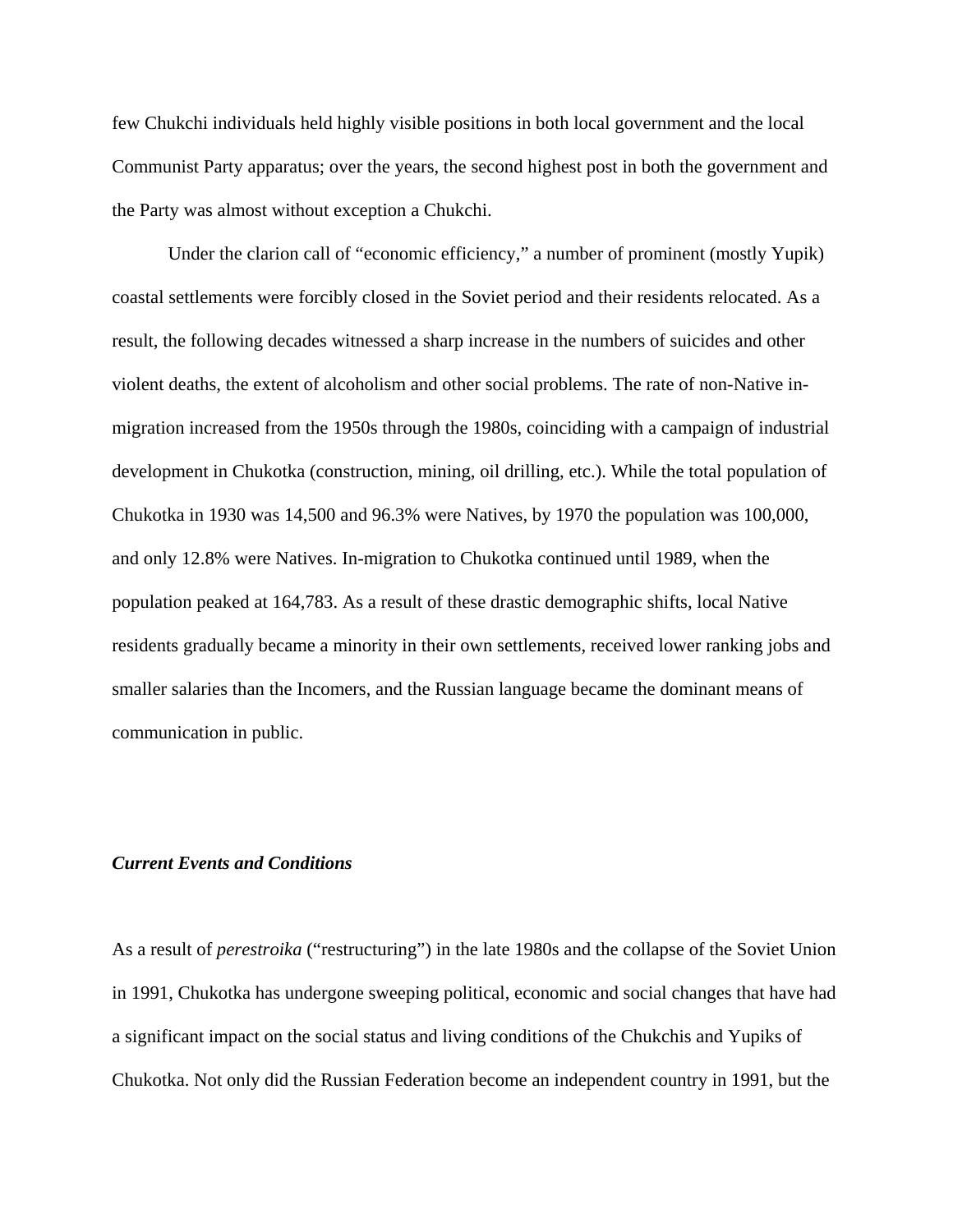few Chukchi individuals held highly visible positions in both local government and the local Communist Party apparatus; over the years, the second highest post in both the government and the Party was almost without exception a Chukchi.

Under the clarion call of "economic efficiency," a number of prominent (mostly Yupik) coastal settlements were forcibly closed in the Soviet period and their residents relocated. As a result, the following decades witnessed a sharp increase in the numbers of suicides and other violent deaths, the extent of alcoholism and other social problems. The rate of non-Native in-migration increased from the 1950s through the 1980s, coinciding with a campaign of industrial development in Chukotka (construction, mining, oil drilling, etc.). While the total population of Chukotka in 1930 was 14,500 and 96.3% were Natives, by 1970 the population was 100,000, and only 12.8% were Natives. In-migration to Chukotka continued until 1989, when the population peaked at 164,783. As a result of these drastic demographic shifts, local Native residents gradually became a minority in their own settlements, received lower ranking jobs and smaller salaries than the Incomers, and the Russian language became the dominant means of communication in public.

### *Current Events and Conditions*

As a result of *perestroika* ("restructuring") in the late 1980s and the collapse of the Soviet Union in 1991, Chukotka has undergone sweeping political, economic and social changes that have had a significant impact on the social status and living conditions of the Chukchis and Yupiks of Chukotka. Not only did the Russian Federation become an independent country in 1991, but the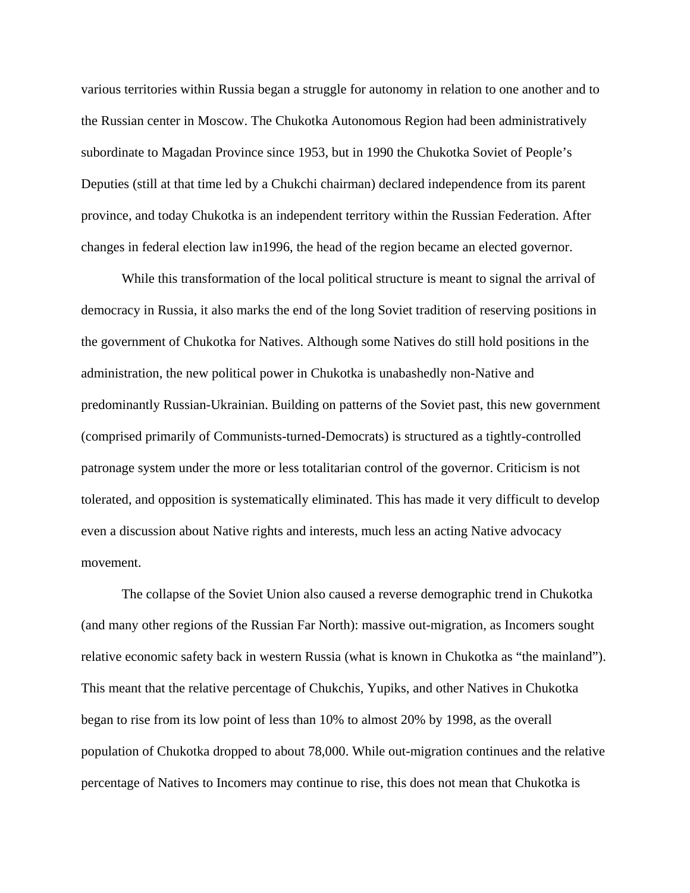various territories within Russia began a struggle for autonomy in relation to one another and to the Russian center in Moscow. The Chukotka Autonomous Region had been administratively subordinate to Magadan Province since 1953, but in 1990 the Chukotka Soviet of People's Deputies (still at that time led by a Chukchi chairman) declared independence from its parent province, and today Chukotka is an independent territory within the Russian Federation. After changes in federal election law in1996, the head of the region became an elected governor.

While this transformation of the local political structure is meant to signal the arrival of democracy in Russia, it also marks the end of the long Soviet tradition of reserving positions in the government of Chukotka for Natives. Although some Natives do still hold positions in the administration, the new political power in Chukotka is unabashedly non-Native and predominantly Russian-Ukrainian. Building on patterns of the Soviet past, this new government (comprised primarily of Communists-turned-Democrats) is structured as a tightly-controlled patronage system under the more or less totalitarian control of the governor. Criticism is not tolerated, and opposition is systematically eliminated. This has made it very difficult to develop even a discussion about Native rights and interests, much less an acting Native advocacy movement.

The collapse of the Soviet Union also caused a reverse demographic trend in Chukotka (and many other regions of the Russian Far North): massive out-migration, as Incomers sought relative economic safety back in western Russia (what is known in Chukotka as "the mainland"). This meant that the relative percentage of Chukchis, Yupiks, and other Natives in Chukotka began to rise from its low point of less than 10% to almost 20% by 1998, as the overall population of Chukotka dropped to about 78,000. While out-migration continues and the relative percentage of Natives to Incomers may continue to rise, this does not mean that Chukotka is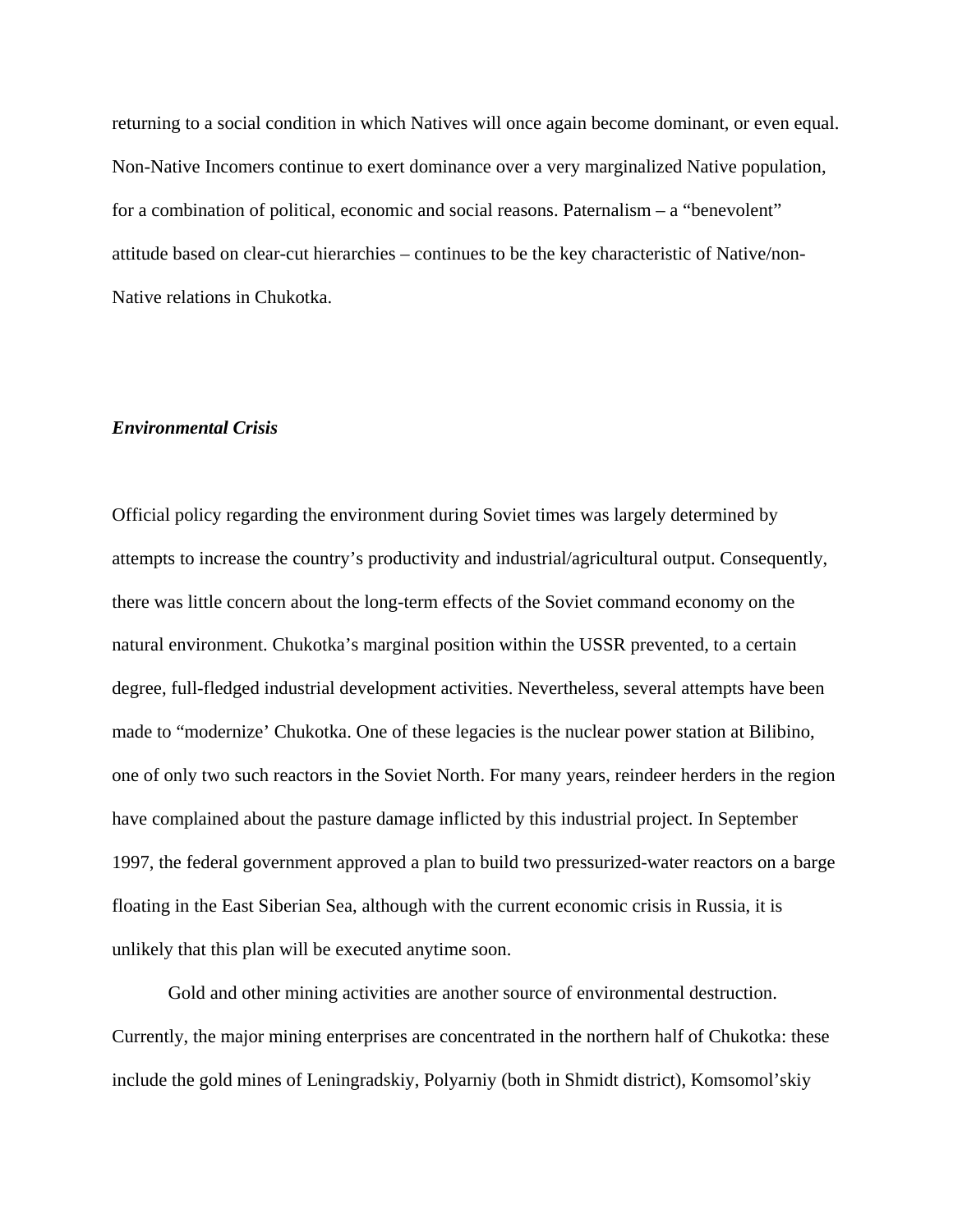returning to a social condition in which Natives will once again become dominant, or even equal. Non-Native Incomers continue to exert dominance over a very marginalized Native population, for a combination of political, economic and social reasons. Paternalism – a "benevolent" attitude based on clear-cut hierarchies – continues to be the key characteristic of Native/non-Native relations in Chukotka.

***Environmental Crisis***

Official policy regarding the environment during Soviet times was largely determined by attempts to increase the country's productivity and industrial/agricultural output. Consequently, there was little concern about the long-term effects of the Soviet command economy on the natural environment. Chukotka's marginal position within the USSR prevented, to a certain degree, full-fledged industrial development activities. Nevertheless, several attempts have been made to "modernize' Chukotka. One of these legacies is the nuclear power station at Bilibino, one of only two such reactors in the Soviet North. For many years, reindeer herders in the region have complained about the pasture damage inflicted by this industrial project. In September 1997, the federal government approved a plan to build two pressurized-water reactors on a barge floating in the East Siberian Sea, although with the current economic crisis in Russia, it is unlikely that this plan will be executed anytime soon.

Gold and other mining activities are another source of environmental destruction. Currently, the major mining enterprises are concentrated in the northern half of Chukotka: these include the gold mines of Leningradskiy, Polyarniy (both in Shmidt district), Komsomol'skiy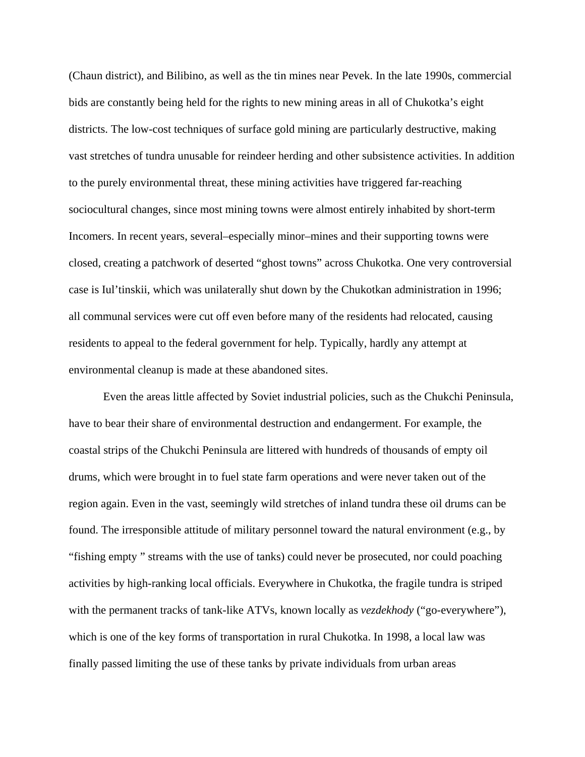(Chaun district), and Bilibino, as well as the tin mines near Pevek. In the late 1990s, commercial bids are constantly being held for the rights to new mining areas in all of Chukotka's eight districts. The low-cost techniques of surface gold mining are particularly destructive, making vast stretches of tundra unusable for reindeer herding and other subsistence activities. In addition to the purely environmental threat, these mining activities have triggered far-reaching sociocultural changes, since most mining towns were almost entirely inhabited by short-term Incomers. In recent years, several–especially minor–mines and their supporting towns were closed, creating a patchwork of deserted "ghost towns" across Chukotka. One very controversial case is Iul'tinskii, which was unilaterally shut down by the Chukotkan administration in 1996; all communal services were cut off even before many of the residents had relocated, causing residents to appeal to the federal government for help. Typically, hardly any attempt at environmental cleanup is made at these abandoned sites.

Even the areas little affected by Soviet industrial policies, such as the Chukchi Peninsula, have to bear their share of environmental destruction and endangerment. For example, the coastal strips of the Chukchi Peninsula are littered with hundreds of thousands of empty oil drums, which were brought in to fuel state farm operations and were never taken out of the region again. Even in the vast, seemingly wild stretches of inland tundra these oil drums can be found. The irresponsible attitude of military personnel toward the natural environment (e.g., by "fishing empty " streams with the use of tanks) could never be prosecuted, nor could poaching activities by high-ranking local officials. Everywhere in Chukotka, the fragile tundra is striped with the permanent tracks of tank-like ATVs, known locally as *vezdekhody* ("go-everywhere"), which is one of the key forms of transportation in rural Chukotka. In 1998, a local law was finally passed limiting the use of these tanks by private individuals from urban areas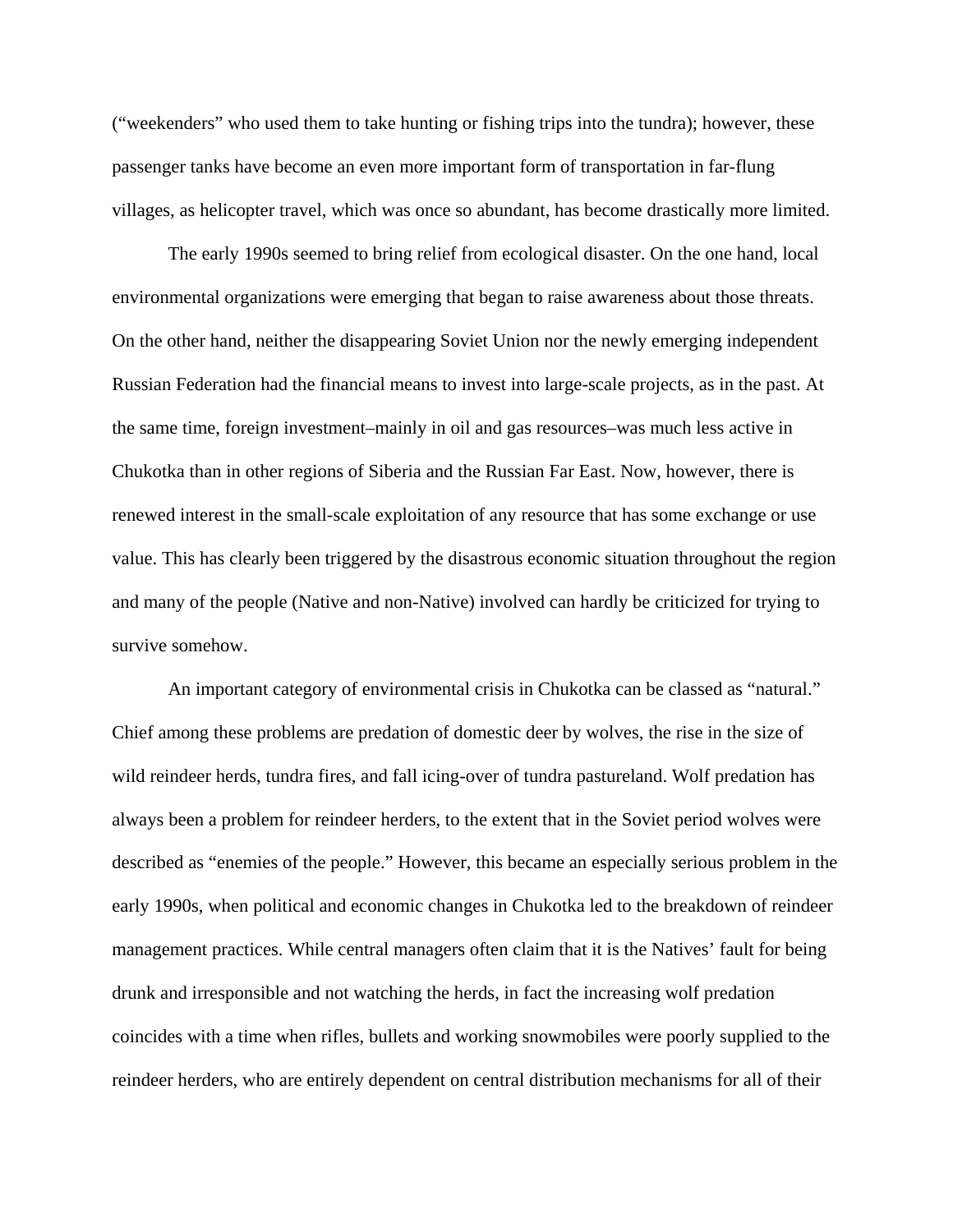("weekenders" who used them to take hunting or fishing trips into the tundra); however, these passenger tanks have become an even more important form of transportation in far-flung villages, as helicopter travel, which was once so abundant, has become drastically more limited.

The early 1990s seemed to bring relief from ecological disaster. On the one hand, local environmental organizations were emerging that began to raise awareness about those threats. On the other hand, neither the disappearing Soviet Union nor the newly emerging independent Russian Federation had the financial means to invest into large-scale projects, as in the past. At the same time, foreign investment–mainly in oil and gas resources–was much less active in Chukotka than in other regions of Siberia and the Russian Far East. Now, however, there is renewed interest in the small-scale exploitation of any resource that has some exchange or use value. This has clearly been triggered by the disastrous economic situation throughout the region and many of the people (Native and non-Native) involved can hardly be criticized for trying to survive somehow.

An important category of environmental crisis in Chukotka can be classed as "natural." Chief among these problems are predation of domestic deer by wolves, the rise in the size of wild reindeer herds, tundra fires, and fall icing-over of tundra pastureland. Wolf predation has always been a problem for reindeer herders, to the extent that in the Soviet period wolves were described as "enemies of the people." However, this became an especially serious problem in the early 1990s, when political and economic changes in Chukotka led to the breakdown of reindeer management practices. While central managers often claim that it is the Natives' fault for being drunk and irresponsible and not watching the herds, in fact the increasing wolf predation coincides with a time when rifles, bullets and working snowmobiles were poorly supplied to the reindeer herders, who are entirely dependent on central distribution mechanisms for all of their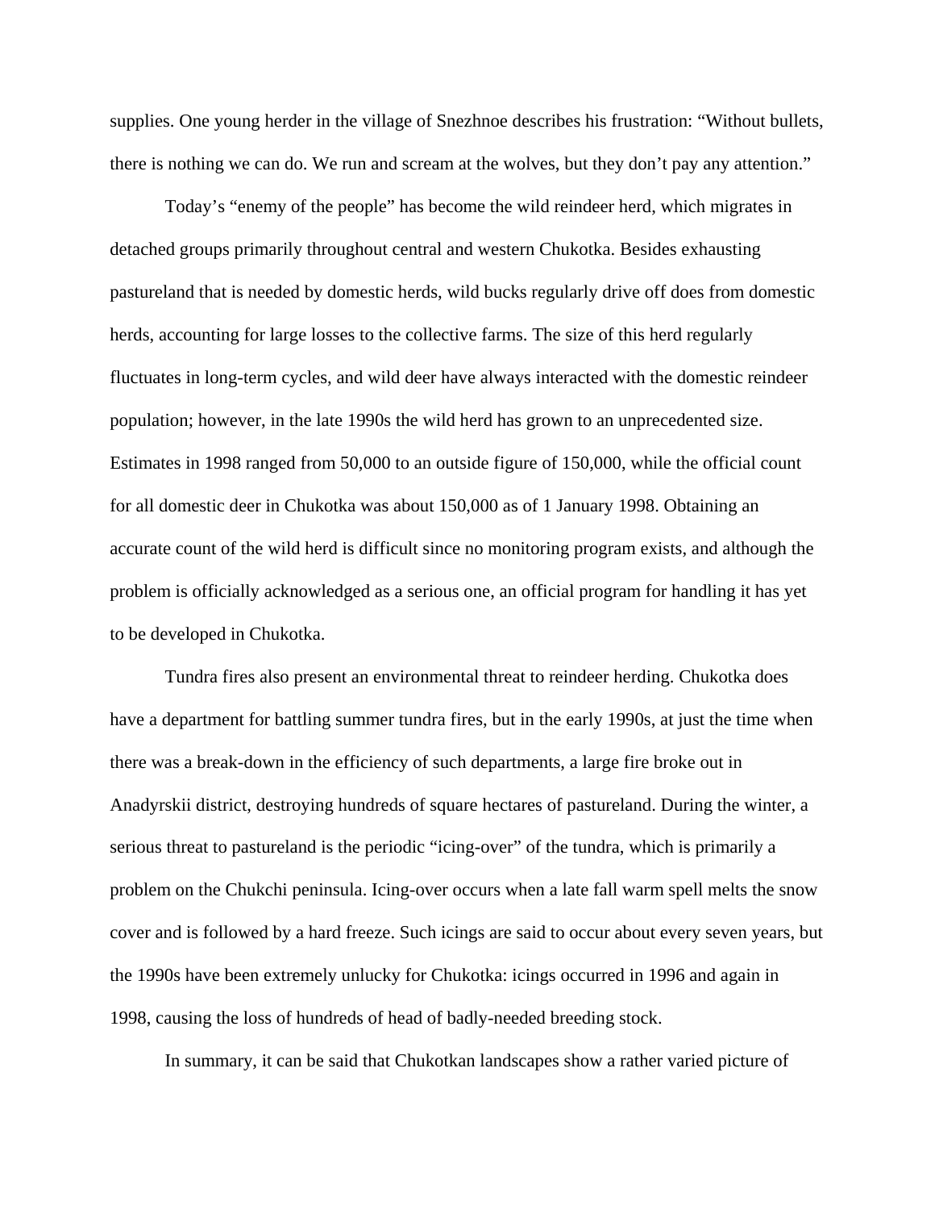supplies. One young herder in the village of Snezhnoe describes his frustration: "Without bullets, there is nothing we can do. We run and scream at the wolves, but they don't pay any attention."

Today's "enemy of the people" has become the wild reindeer herd, which migrates in detached groups primarily throughout central and western Chukotka. Besides exhausting pastureland that is needed by domestic herds, wild bucks regularly drive off does from domestic herds, accounting for large losses to the collective farms. The size of this herd regularly fluctuates in long-term cycles, and wild deer have always interacted with the domestic reindeer population; however, in the late 1990s the wild herd has grown to an unprecedented size. Estimates in 1998 ranged from 50,000 to an outside figure of 150,000, while the official count for all domestic deer in Chukotka was about 150,000 as of 1 January 1998. Obtaining an accurate count of the wild herd is difficult since no monitoring program exists, and although the problem is officially acknowledged as a serious one, an official program for handling it has yet to be developed in Chukotka.

Tundra fires also present an environmental threat to reindeer herding. Chukotka does have a department for battling summer tundra fires, but in the early 1990s, at just the time when there was a break-down in the efficiency of such departments, a large fire broke out in Anadyrskii district, destroying hundreds of square hectares of pastureland. During the winter, a serious threat to pastureland is the periodic "icing-over" of the tundra, which is primarily a problem on the Chukchi peninsula. Icing-over occurs when a late fall warm spell melts the snow cover and is followed by a hard freeze. Such icings are said to occur about every seven years, but the 1990s have been extremely unlucky for Chukotka: icings occurred in 1996 and again in 1998, causing the loss of hundreds of head of badly-needed breeding stock.

In summary, it can be said that Chukotkan landscapes show a rather varied picture of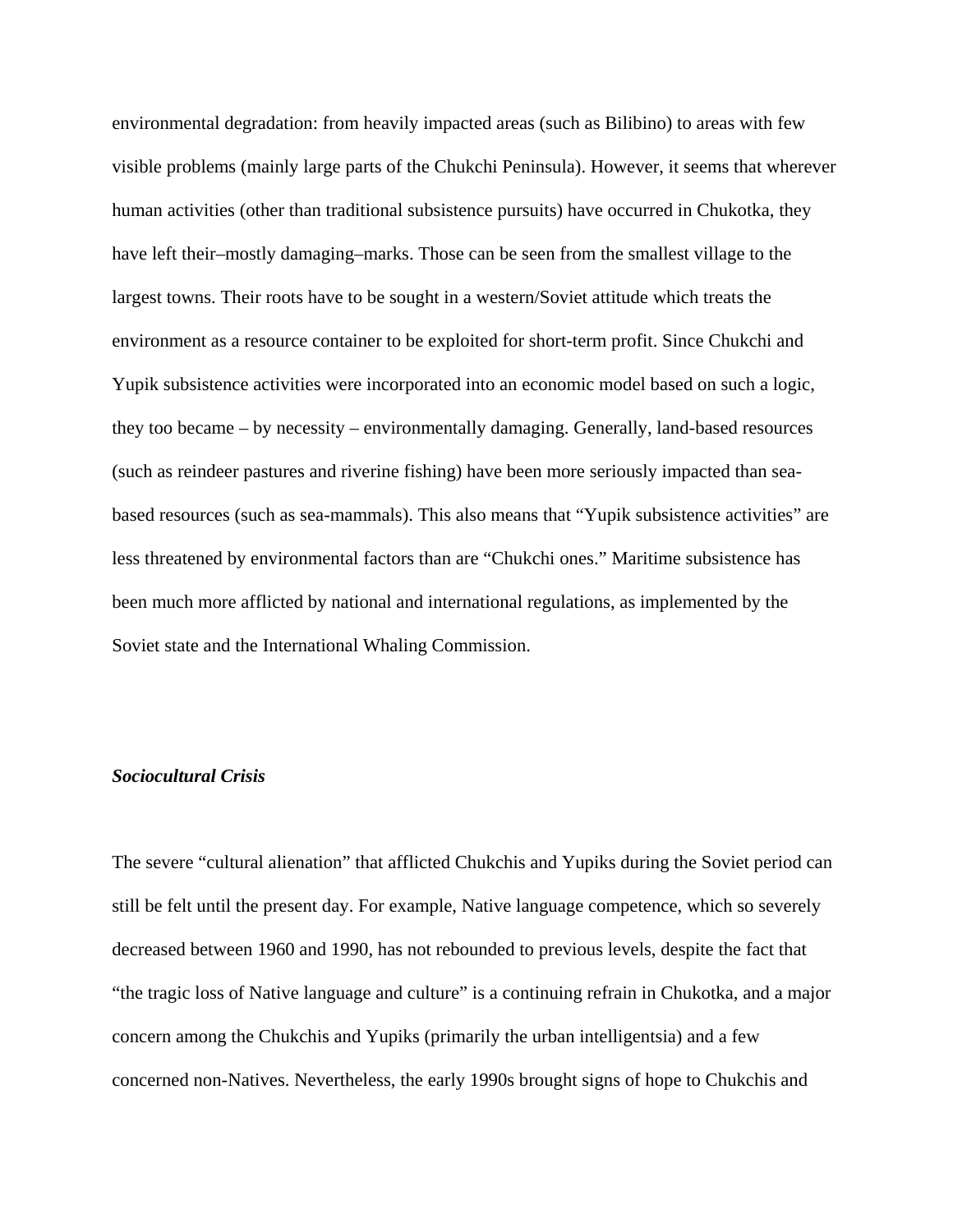environmental degradation: from heavily impacted areas (such as Bilibino) to areas with few visible problems (mainly large parts of the Chukchi Peninsula). However, it seems that wherever human activities (other than traditional subsistence pursuits) have occurred in Chukotka, they have left their–mostly damaging–marks. Those can be seen from the smallest village to the largest towns. Their roots have to be sought in a western/Soviet attitude which treats the environment as a resource container to be exploited for short-term profit. Since Chukchi and Yupik subsistence activities were incorporated into an economic model based on such a logic, they too became – by necessity – environmentally damaging. Generally, land-based resources (such as reindeer pastures and riverine fishing) have been more seriously impacted than sea-based resources (such as sea-mammals). This also means that "Yupik subsistence activities" are less threatened by environmental factors than are "Chukchi ones." Maritime subsistence has been much more afflicted by national and international regulations, as implemented by the Soviet state and the International Whaling Commission.

***Sociocultural Crisis***

The severe "cultural alienation" that afflicted Chukchis and Yupiks during the Soviet period can still be felt until the present day. For example, Native language competence, which so severely decreased between 1960 and 1990, has not rebounded to previous levels, despite the fact that "the tragic loss of Native language and culture" is a continuing refrain in Chukotka, and a major concern among the Chukchis and Yupiks (primarily the urban intelligentsia) and a few concerned non-Natives. Nevertheless, the early 1990s brought signs of hope to Chukchis and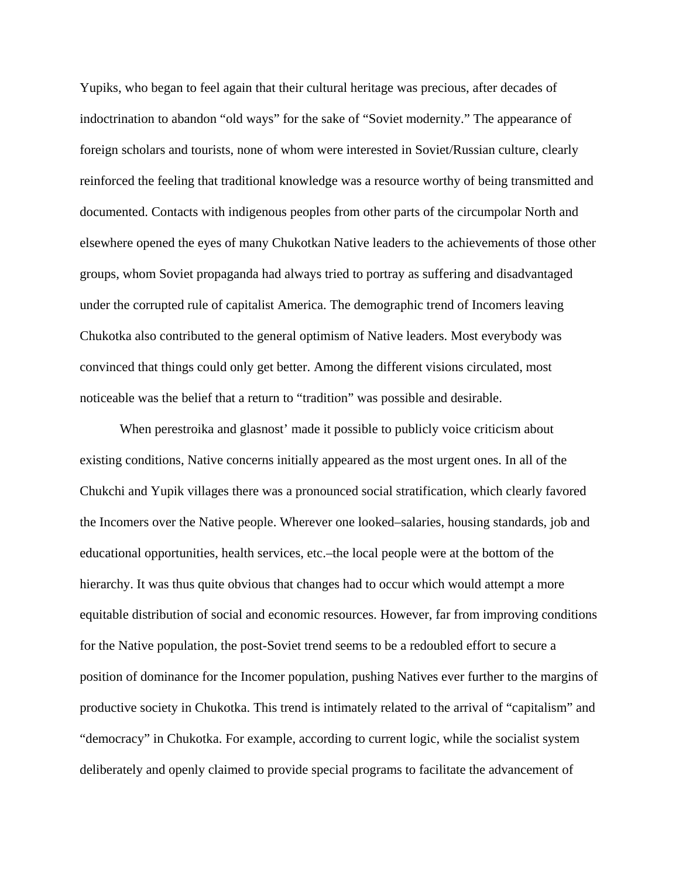Yupiks, who began to feel again that their cultural heritage was precious, after decades of indoctrination to abandon "old ways" for the sake of "Soviet modernity." The appearance of foreign scholars and tourists, none of whom were interested in Soviet/Russian culture, clearly reinforced the feeling that traditional knowledge was a resource worthy of being transmitted and documented. Contacts with indigenous peoples from other parts of the circumpolar North and elsewhere opened the eyes of many Chukotkan Native leaders to the achievements of those other groups, whom Soviet propaganda had always tried to portray as suffering and disadvantaged under the corrupted rule of capitalist America. The demographic trend of Incomers leaving Chukotka also contributed to the general optimism of Native leaders. Most everybody was convinced that things could only get better. Among the different visions circulated, most noticeable was the belief that a return to "tradition" was possible and desirable.

When perestroika and glasnost' made it possible to publicly voice criticism about existing conditions, Native concerns initially appeared as the most urgent ones. In all of the Chukchi and Yupik villages there was a pronounced social stratification, which clearly favored the Incomers over the Native people. Wherever one looked–salaries, housing standards, job and educational opportunities, health services, etc.–the local people were at the bottom of the hierarchy. It was thus quite obvious that changes had to occur which would attempt a more equitable distribution of social and economic resources. However, far from improving conditions for the Native population, the post-Soviet trend seems to be a redoubled effort to secure a position of dominance for the Incomer population, pushing Natives ever further to the margins of productive society in Chukotka. This trend is intimately related to the arrival of "capitalism" and "democracy" in Chukotka. For example, according to current logic, while the socialist system deliberately and openly claimed to provide special programs to facilitate the advancement of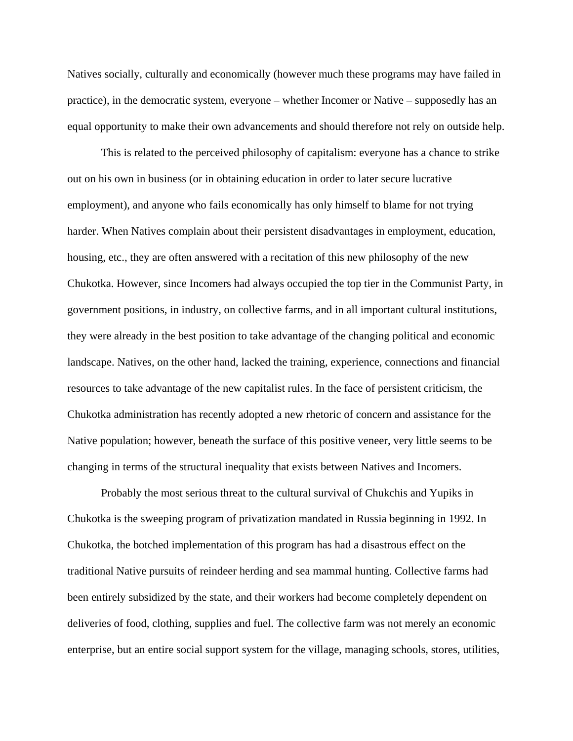Natives socially, culturally and economically (however much these programs may have failed in practice), in the democratic system, everyone – whether Incomer or Native – supposedly has an equal opportunity to make their own advancements and should therefore not rely on outside help.

This is related to the perceived philosophy of capitalism: everyone has a chance to strike out on his own in business (or in obtaining education in order to later secure lucrative employment), and anyone who fails economically has only himself to blame for not trying harder. When Natives complain about their persistent disadvantages in employment, education, housing, etc., they are often answered with a recitation of this new philosophy of the new Chukotka. However, since Incomers had always occupied the top tier in the Communist Party, in government positions, in industry, on collective farms, and in all important cultural institutions, they were already in the best position to take advantage of the changing political and economic landscape. Natives, on the other hand, lacked the training, experience, connections and financial resources to take advantage of the new capitalist rules. In the face of persistent criticism, the Chukotka administration has recently adopted a new rhetoric of concern and assistance for the Native population; however, beneath the surface of this positive veneer, very little seems to be changing in terms of the structural inequality that exists between Natives and Incomers.

Probably the most serious threat to the cultural survival of Chukchis and Yupiks in Chukotka is the sweeping program of privatization mandated in Russia beginning in 1992. In Chukotka, the botched implementation of this program has had a disastrous effect on the traditional Native pursuits of reindeer herding and sea mammal hunting. Collective farms had been entirely subsidized by the state, and their workers had become completely dependent on deliveries of food, clothing, supplies and fuel. The collective farm was not merely an economic enterprise, but an entire social support system for the village, managing schools, stores, utilities,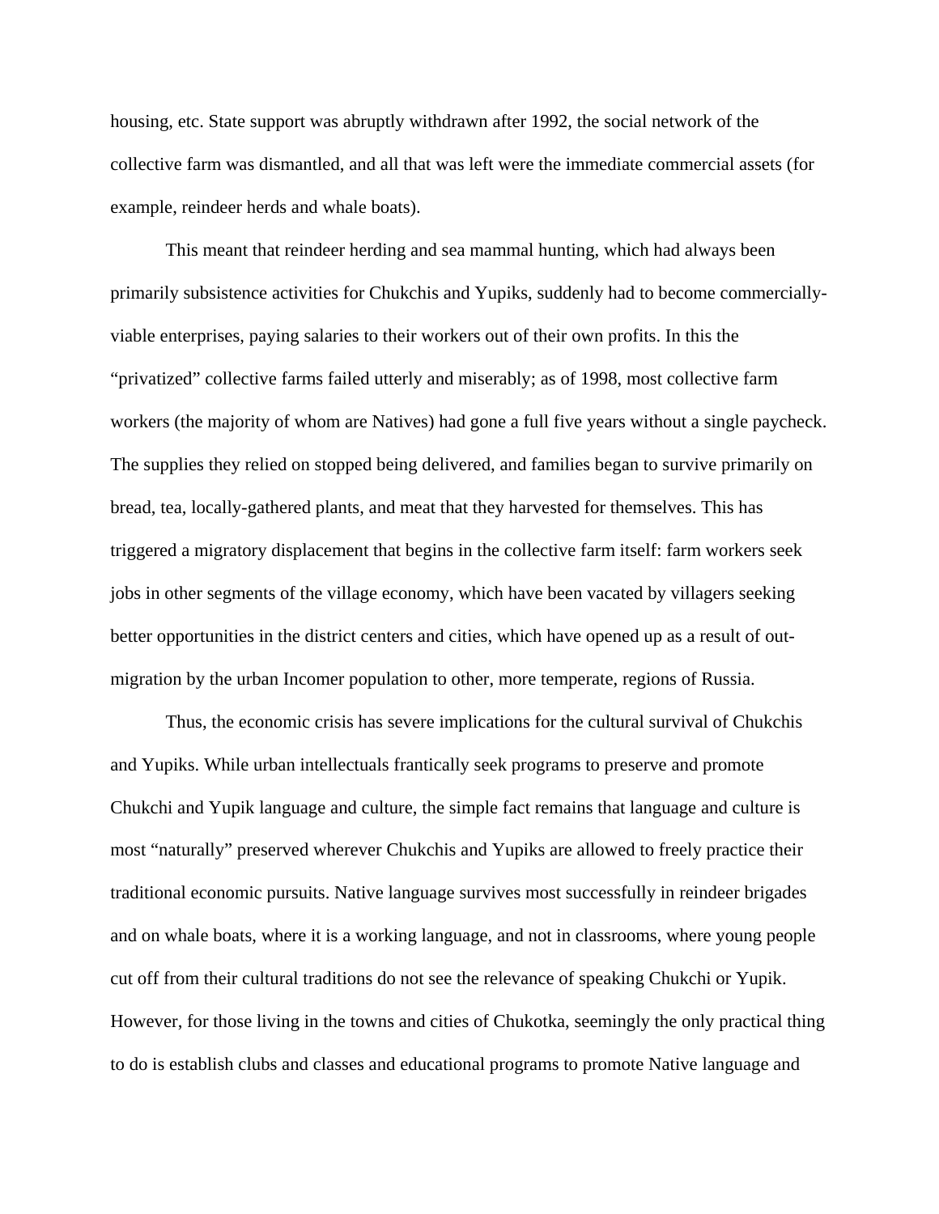housing, etc. State support was abruptly withdrawn after 1992, the social network of the collective farm was dismantled, and all that was left were the immediate commercial assets (for example, reindeer herds and whale boats).

This meant that reindeer herding and sea mammal hunting, which had always been primarily subsistence activities for Chukchis and Yupiks, suddenly had to become commercially-viable enterprises, paying salaries to their workers out of their own profits. In this the "privatized" collective farms failed utterly and miserably; as of 1998, most collective farm workers (the majority of whom are Natives) had gone a full five years without a single paycheck. The supplies they relied on stopped being delivered, and families began to survive primarily on bread, tea, locally-gathered plants, and meat that they harvested for themselves. This has triggered a migratory displacement that begins in the collective farm itself: farm workers seek jobs in other segments of the village economy, which have been vacated by villagers seeking better opportunities in the district centers and cities, which have opened up as a result of out-migration by the urban Incomer population to other, more temperate, regions of Russia.

Thus, the economic crisis has severe implications for the cultural survival of Chukchis and Yupiks. While urban intellectuals frantically seek programs to preserve and promote Chukchi and Yupik language and culture, the simple fact remains that language and culture is most "naturally" preserved wherever Chukchis and Yupiks are allowed to freely practice their traditional economic pursuits. Native language survives most successfully in reindeer brigades and on whale boats, where it is a working language, and not in classrooms, where young people cut off from their cultural traditions do not see the relevance of speaking Chukchi or Yupik. However, for those living in the towns and cities of Chukotka, seemingly the only practical thing to do is establish clubs and classes and educational programs to promote Native language and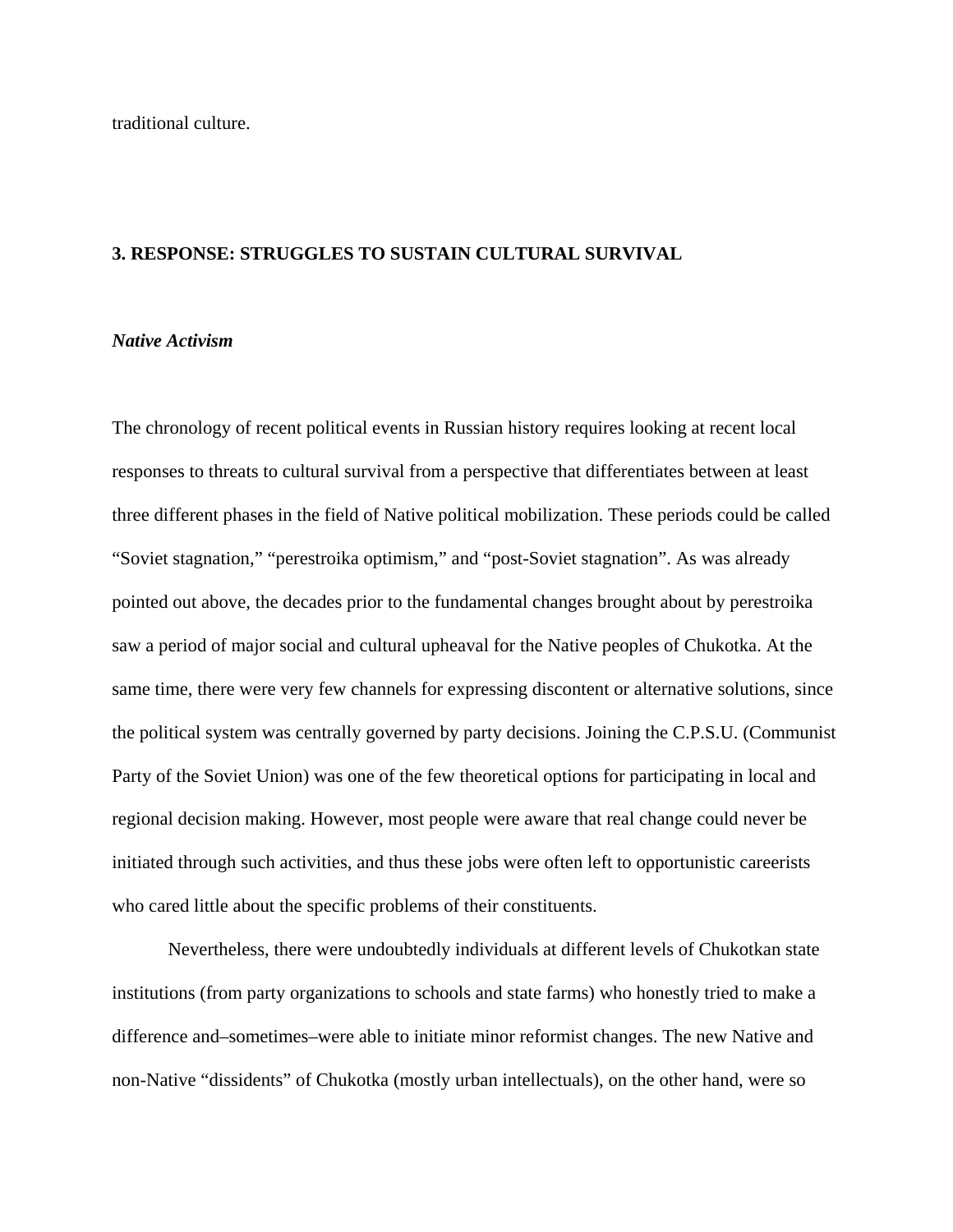traditional culture.

## 3. RESPONSE: STRUGGLES TO SUSTAIN CULTURAL SURVIVAL

### *Native Activism*

The chronology of recent political events in Russian history requires looking at recent local responses to threats to cultural survival from a perspective that differentiates between at least three different phases in the field of Native political mobilization. These periods could be called "Soviet stagnation," "perestroika optimism," and "post-Soviet stagnation". As was already pointed out above, the decades prior to the fundamental changes brought about by perestroika saw a period of major social and cultural upheaval for the Native peoples of Chukotka. At the same time, there were very few channels for expressing discontent or alternative solutions, since the political system was centrally governed by party decisions. Joining the C.P.S.U. (Communist Party of the Soviet Union) was one of the few theoretical options for participating in local and regional decision making. However, most people were aware that real change could never be initiated through such activities, and thus these jobs were often left to opportunistic careerists who cared little about the specific problems of their constituents.

Nevertheless, there were undoubtedly individuals at different levels of Chukotkan state institutions (from party organizations to schools and state farms) who honestly tried to make a difference and–sometimes–were able to initiate minor reformist changes. The new Native and non-Native "dissidents" of Chukotka (mostly urban intellectuals), on the other hand, were so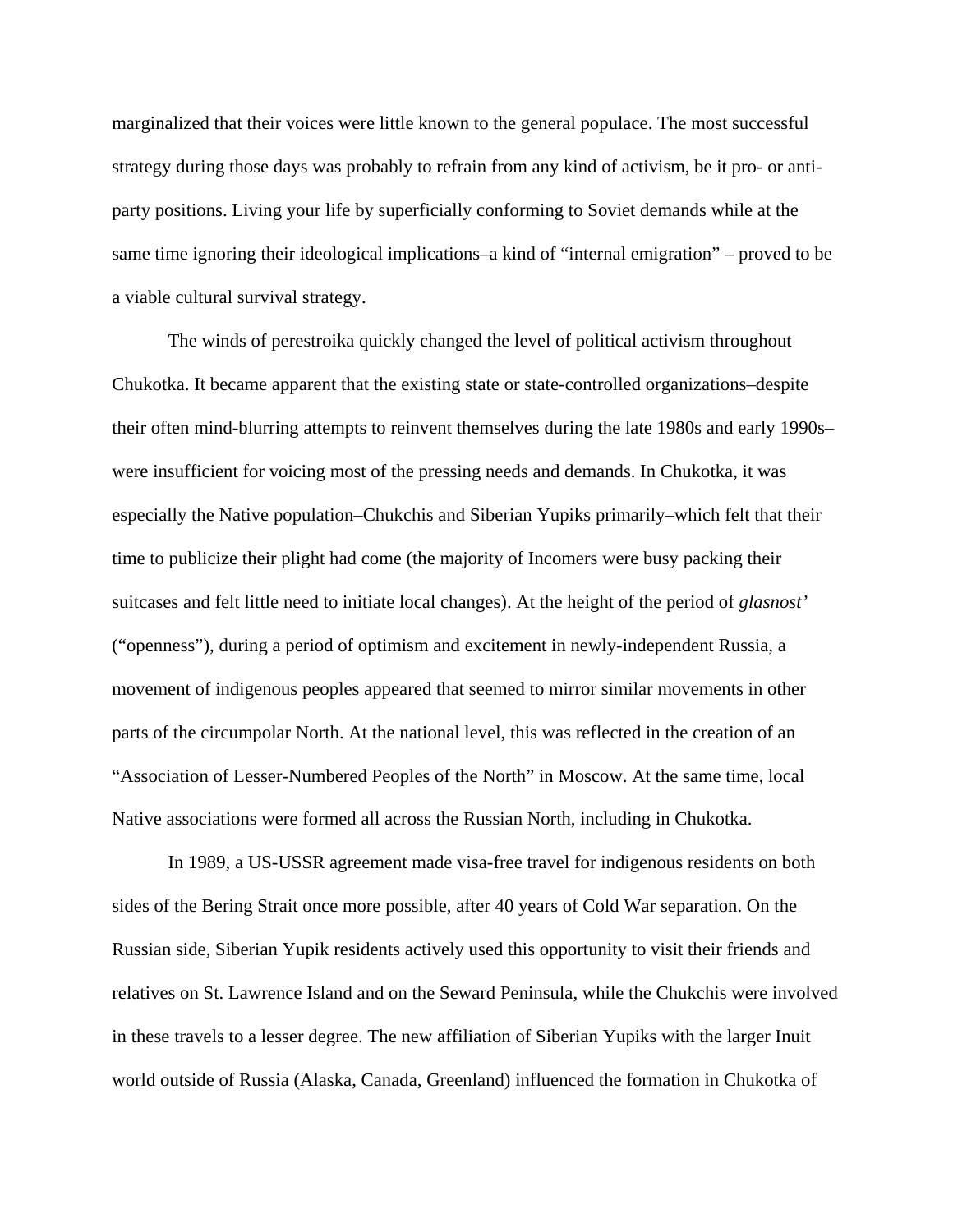marginalized that their voices were little known to the general populace. The most successful strategy during those days was probably to refrain from any kind of activism, be it pro- or anti-party positions. Living your life by superficially conforming to Soviet demands while at the same time ignoring their ideological implications–a kind of "internal emigration" – proved to be a viable cultural survival strategy.

The winds of perestroika quickly changed the level of political activism throughout Chukotka. It became apparent that the existing state or state-controlled organizations–despite their often mind-blurring attempts to reinvent themselves during the late 1980s and early 1990s–were insufficient for voicing most of the pressing needs and demands. In Chukotka, it was especially the Native population–Chukchis and Siberian Yupiks primarily–which felt that their time to publicize their plight had come (the majority of Incomers were busy packing their suitcases and felt little need to initiate local changes). At the height of the period of *glasnost'* ("openness"), during a period of optimism and excitement in newly-independent Russia, a movement of indigenous peoples appeared that seemed to mirror similar movements in other parts of the circumpolar North. At the national level, this was reflected in the creation of an "Association of Lesser-Numbered Peoples of the North" in Moscow. At the same time, local Native associations were formed all across the Russian North, including in Chukotka.

In 1989, a US-USSR agreement made visa-free travel for indigenous residents on both sides of the Bering Strait once more possible, after 40 years of Cold War separation. On the Russian side, Siberian Yupik residents actively used this opportunity to visit their friends and relatives on St. Lawrence Island and on the Seward Peninsula, while the Chukchis were involved in these travels to a lesser degree. The new affiliation of Siberian Yupiks with the larger Inuit world outside of Russia (Alaska, Canada, Greenland) influenced the formation in Chukotka of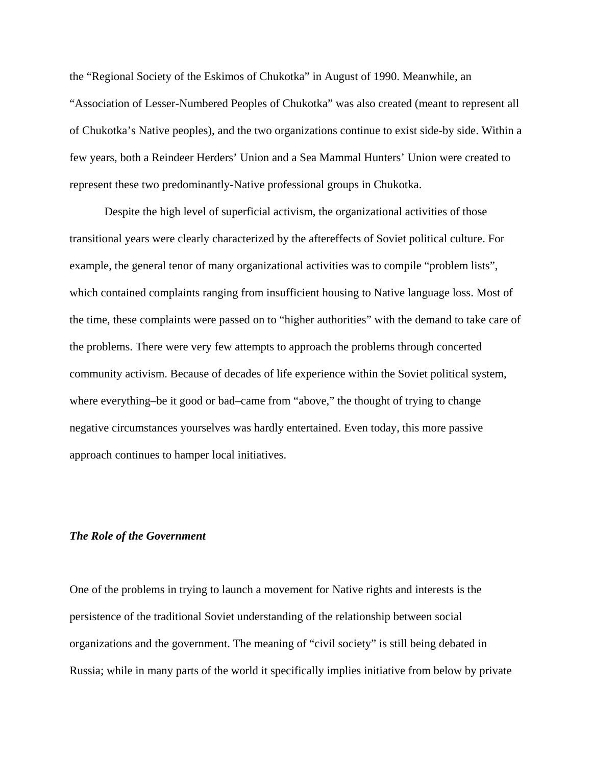the "Regional Society of the Eskimos of Chukotka" in August of 1990. Meanwhile, an "Association of Lesser-Numbered Peoples of Chukotka" was also created (meant to represent all of Chukotka's Native peoples), and the two organizations continue to exist side-by side. Within a few years, both a Reindeer Herders' Union and a Sea Mammal Hunters' Union were created to represent these two predominantly-Native professional groups in Chukotka.

Despite the high level of superficial activism, the organizational activities of those transitional years were clearly characterized by the aftereffects of Soviet political culture. For example, the general tenor of many organizational activities was to compile "problem lists", which contained complaints ranging from insufficient housing to Native language loss. Most of the time, these complaints were passed on to "higher authorities" with the demand to take care of the problems. There were very few attempts to approach the problems through concerted community activism. Because of decades of life experience within the Soviet political system, where everything–be it good or bad–came from "above," the thought of trying to change negative circumstances yourselves was hardly entertained. Even today, this more passive approach continues to hamper local initiatives.

### *The Role of the Government*

One of the problems in trying to launch a movement for Native rights and interests is the persistence of the traditional Soviet understanding of the relationship between social organizations and the government. The meaning of "civil society" is still being debated in Russia; while in many parts of the world it specifically implies initiative from below by private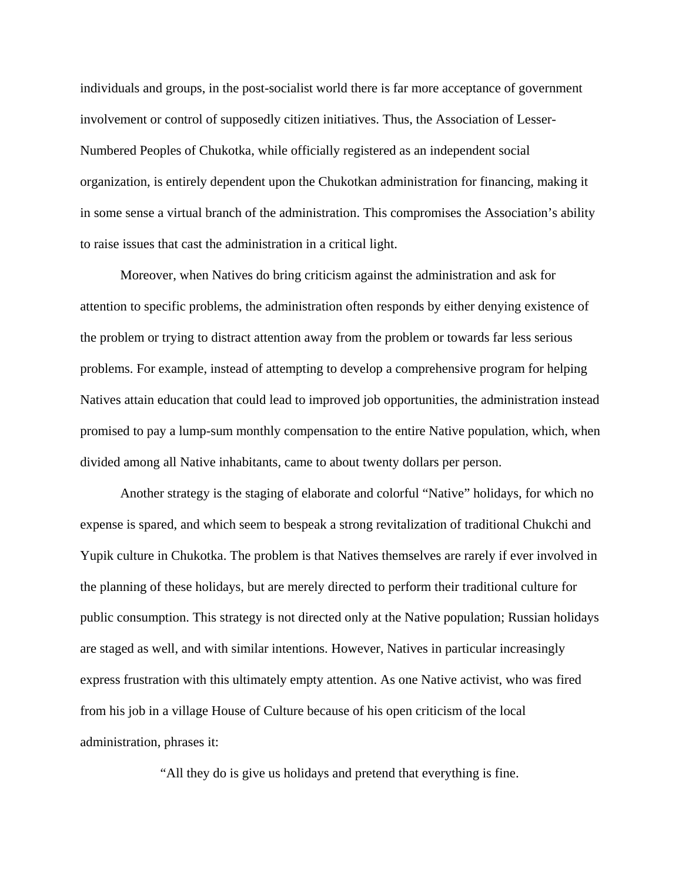individuals and groups, in the post-socialist world there is far more acceptance of government involvement or control of supposedly citizen initiatives. Thus, the Association of Lesser-Numbered Peoples of Chukotka, while officially registered as an independent social organization, is entirely dependent upon the Chukotkan administration for financing, making it in some sense a virtual branch of the administration. This compromises the Association's ability to raise issues that cast the administration in a critical light.

Moreover, when Natives do bring criticism against the administration and ask for attention to specific problems, the administration often responds by either denying existence of the problem or trying to distract attention away from the problem or towards far less serious problems. For example, instead of attempting to develop a comprehensive program for helping Natives attain education that could lead to improved job opportunities, the administration instead promised to pay a lump-sum monthly compensation to the entire Native population, which, when divided among all Native inhabitants, came to about twenty dollars per person.

Another strategy is the staging of elaborate and colorful "Native" holidays, for which no expense is spared, and which seem to bespeak a strong revitalization of traditional Chukchi and Yupik culture in Chukotka. The problem is that Natives themselves are rarely if ever involved in the planning of these holidays, but are merely directed to perform their traditional culture for public consumption. This strategy is not directed only at the Native population; Russian holidays are staged as well, and with similar intentions. However, Natives in particular increasingly express frustration with this ultimately empty attention. As one Native activist, who was fired from his job in a village House of Culture because of his open criticism of the local administration, phrases it:

> "All they do is give us holidays and pretend that everything is fine.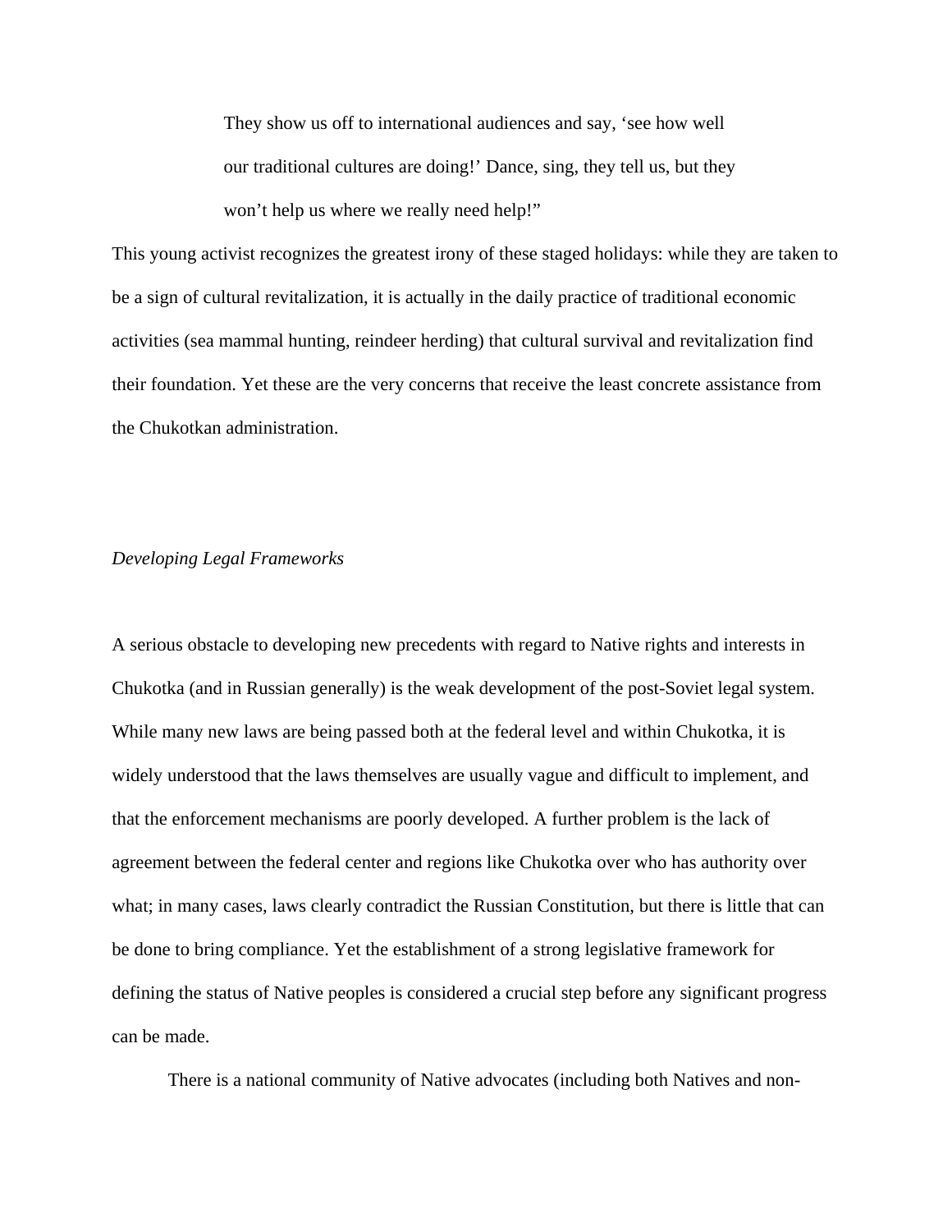> They show us off to international audiences and say, 'see how well our traditional cultures are doing!' Dance, sing, they tell us, but they won't help us where we really need help!"

This young activist recognizes the greatest irony of these staged holidays: while they are taken to be a sign of cultural revitalization, it is actually in the daily practice of traditional economic activities (sea mammal hunting, reindeer herding) that cultural survival and revitalization find their foundation. Yet these are the very concerns that receive the least concrete assistance from the Chukotkan administration.

*Developing Legal Frameworks*

A serious obstacle to developing new precedents with regard to Native rights and interests in Chukotka (and in Russian generally) is the weak development of the post-Soviet legal system. While many new laws are being passed both at the federal level and within Chukotka, it is widely understood that the laws themselves are usually vague and difficult to implement, and that the enforcement mechanisms are poorly developed. A further problem is the lack of agreement between the federal center and regions like Chukotka over who has authority over what; in many cases, laws clearly contradict the Russian Constitution, but there is little that can be done to bring compliance. Yet the establishment of a strong legislative framework for defining the status of Native peoples is considered a crucial step before any significant progress can be made.

There is a national community of Native advocates (including both Natives and non-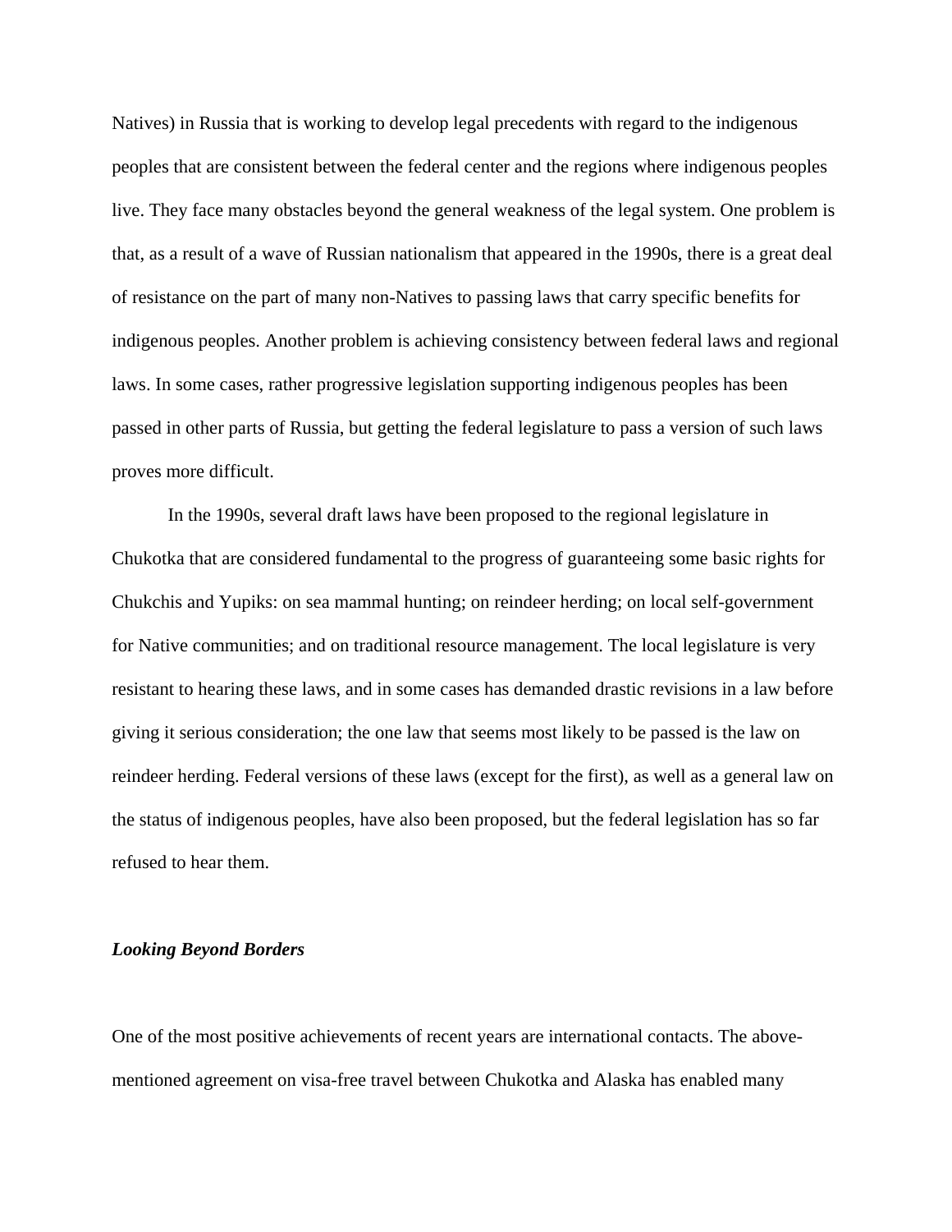Natives) in Russia that is working to develop legal precedents with regard to the indigenous peoples that are consistent between the federal center and the regions where indigenous peoples live. They face many obstacles beyond the general weakness of the legal system. One problem is that, as a result of a wave of Russian nationalism that appeared in the 1990s, there is a great deal of resistance on the part of many non-Natives to passing laws that carry specific benefits for indigenous peoples. Another problem is achieving consistency between federal laws and regional laws. In some cases, rather progressive legislation supporting indigenous peoples has been passed in other parts of Russia, but getting the federal legislature to pass a version of such laws proves more difficult.

In the 1990s, several draft laws have been proposed to the regional legislature in Chukotka that are considered fundamental to the progress of guaranteeing some basic rights for Chukchis and Yupiks: on sea mammal hunting; on reindeer herding; on local self-government for Native communities; and on traditional resource management. The local legislature is very resistant to hearing these laws, and in some cases has demanded drastic revisions in a law before giving it serious consideration; the one law that seems most likely to be passed is the law on reindeer herding. Federal versions of these laws (except for the first), as well as a general law on the status of indigenous peoples, have also been proposed, but the federal legislation has so far refused to hear them.

### *Looking Beyond Borders*

One of the most positive achievements of recent years are international contacts. The above-mentioned agreement on visa-free travel between Chukotka and Alaska has enabled many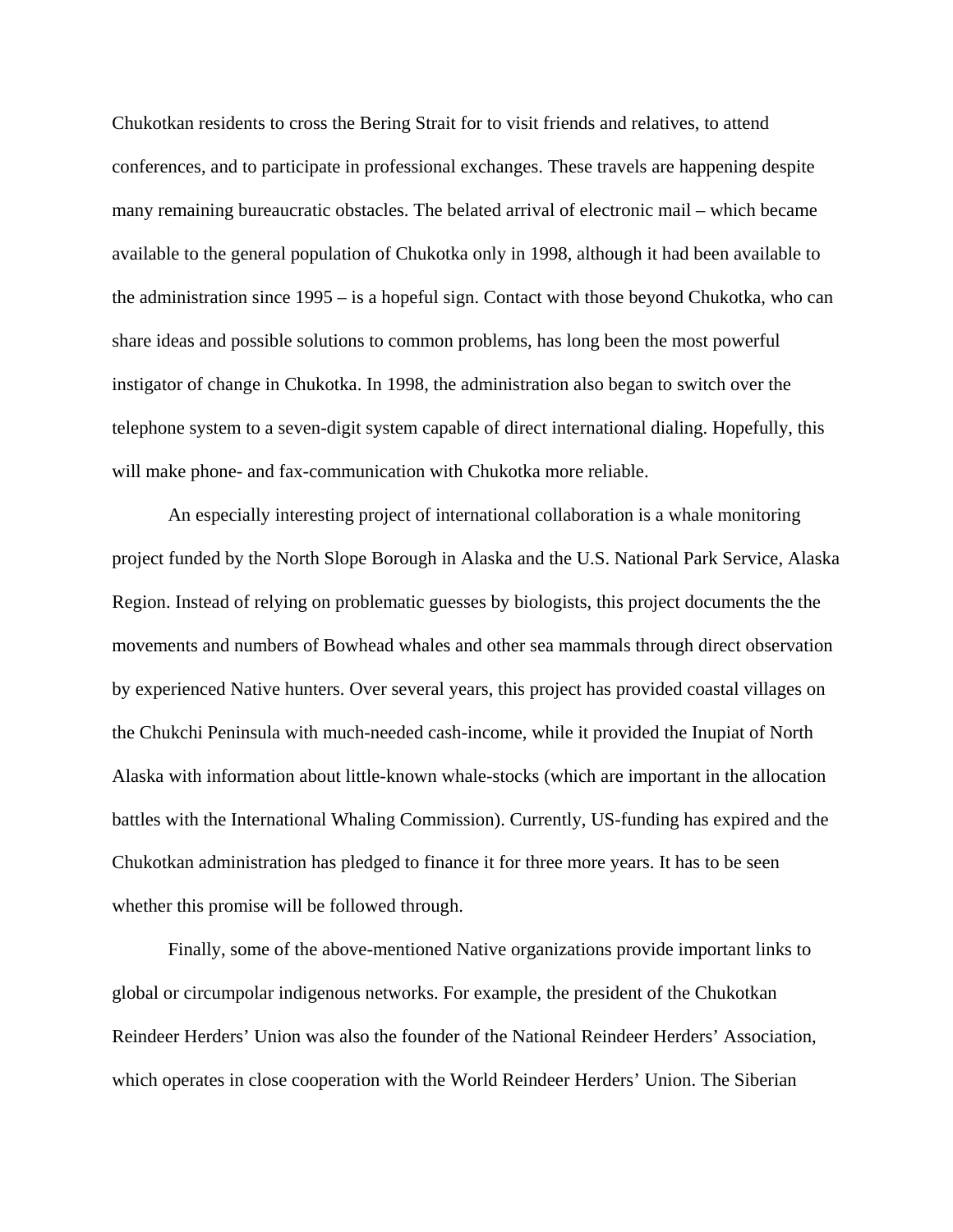Chukotkan residents to cross the Bering Strait for to visit friends and relatives, to attend conferences, and to participate in professional exchanges. These travels are happening despite many remaining bureaucratic obstacles. The belated arrival of electronic mail – which became available to the general population of Chukotka only in 1998, although it had been available to the administration since 1995 – is a hopeful sign. Contact with those beyond Chukotka, who can share ideas and possible solutions to common problems, has long been the most powerful instigator of change in Chukotka. In 1998, the administration also began to switch over the telephone system to a seven-digit system capable of direct international dialing. Hopefully, this will make phone- and fax-communication with Chukotka more reliable.

An especially interesting project of international collaboration is a whale monitoring project funded by the North Slope Borough in Alaska and the U.S. National Park Service, Alaska Region. Instead of relying on problematic guesses by biologists, this project documents the the movements and numbers of Bowhead whales and other sea mammals through direct observation by experienced Native hunters. Over several years, this project has provided coastal villages on the Chukchi Peninsula with much-needed cash-income, while it provided the Inupiat of North Alaska with information about little-known whale-stocks (which are important in the allocation battles with the International Whaling Commission). Currently, US-funding has expired and the Chukotkan administration has pledged to finance it for three more years. It has to be seen whether this promise will be followed through.

Finally, some of the above-mentioned Native organizations provide important links to global or circumpolar indigenous networks. For example, the president of the Chukotkan Reindeer Herders' Union was also the founder of the National Reindeer Herders' Association, which operates in close cooperation with the World Reindeer Herders' Union. The Siberian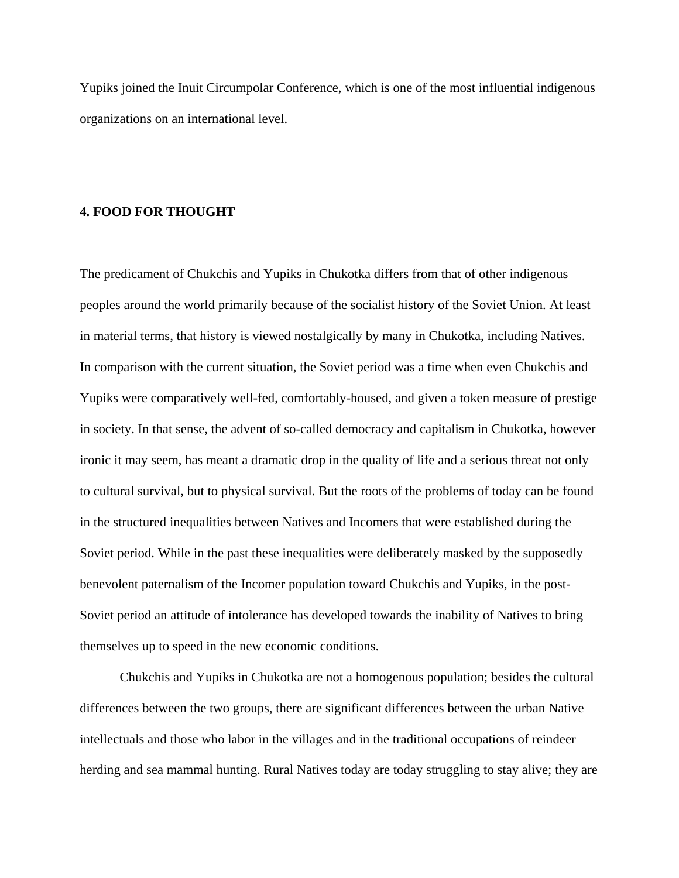Yupiks joined the Inuit Circumpolar Conference, which is one of the most influential indigenous organizations on an international level.

## 4. FOOD FOR THOUGHT

The predicament of Chukchis and Yupiks in Chukotka differs from that of other indigenous peoples around the world primarily because of the socialist history of the Soviet Union. At least in material terms, that history is viewed nostalgically by many in Chukotka, including Natives. In comparison with the current situation, the Soviet period was a time when even Chukchis and Yupiks were comparatively well-fed, comfortably-housed, and given a token measure of prestige in society. In that sense, the advent of so-called democracy and capitalism in Chukotka, however ironic it may seem, has meant a dramatic drop in the quality of life and a serious threat not only to cultural survival, but to physical survival. But the roots of the problems of today can be found in the structured inequalities between Natives and Incomers that were established during the Soviet period. While in the past these inequalities were deliberately masked by the supposedly benevolent paternalism of the Incomer population toward Chukchis and Yupiks, in the post-Soviet period an attitude of intolerance has developed towards the inability of Natives to bring themselves up to speed in the new economic conditions.

Chukchis and Yupiks in Chukotka are not a homogenous population; besides the cultural differences between the two groups, there are significant differences between the urban Native intellectuals and those who labor in the villages and in the traditional occupations of reindeer herding and sea mammal hunting. Rural Natives today are today struggling to stay alive; they are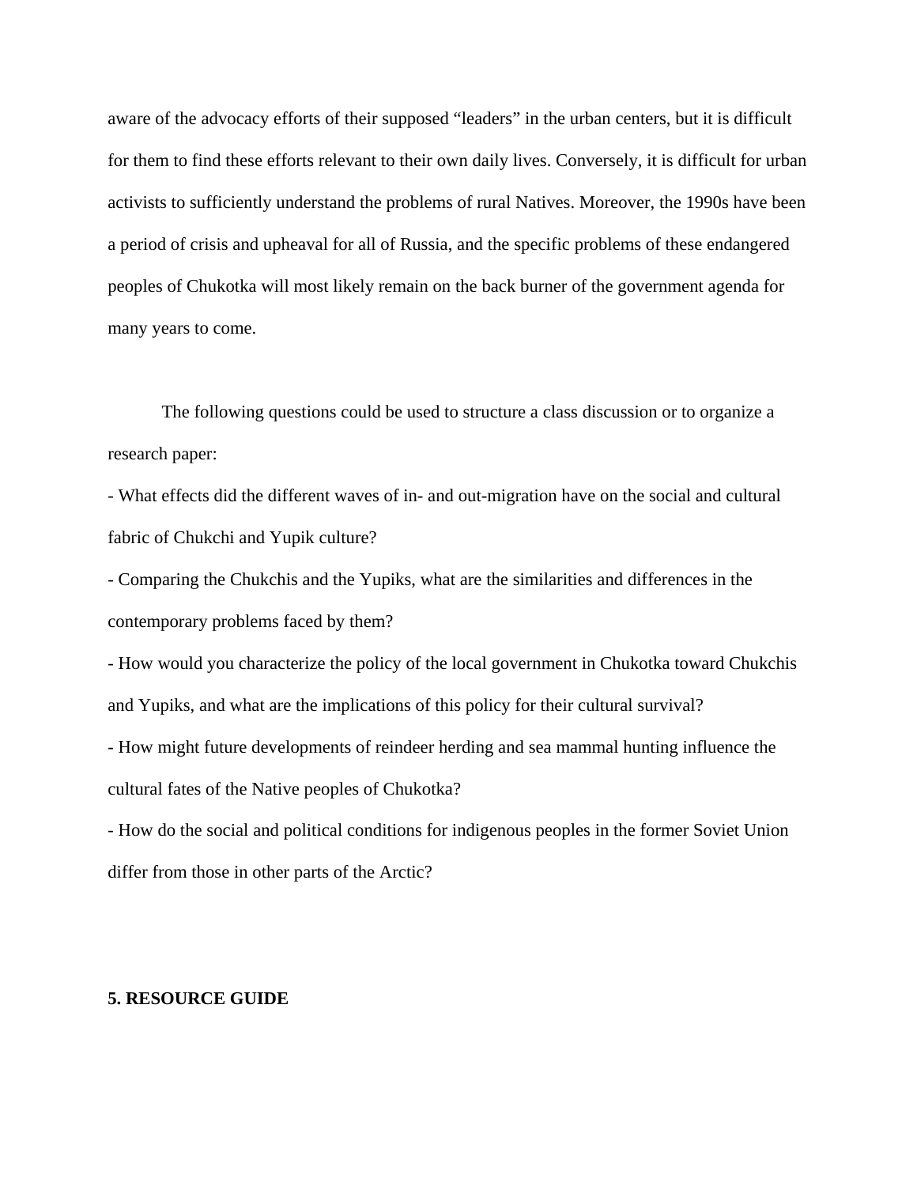aware of the advocacy efforts of their supposed "leaders" in the urban centers, but it is difficult for them to find these efforts relevant to their own daily lives. Conversely, it is difficult for urban activists to sufficiently understand the problems of rural Natives. Moreover, the 1990s have been a period of crisis and upheaval for all of Russia, and the specific problems of these endangered peoples of Chukotka will most likely remain on the back burner of the government agenda for many years to come.

The following questions could be used to structure a class discussion or to organize a research paper:

- What effects did the different waves of in- and out-migration have on the social and cultural fabric of Chukchi and Yupik culture?
- Comparing the Chukchis and the Yupiks, what are the similarities and differences in the contemporary problems faced by them?
- How would you characterize the policy of the local government in Chukotka toward Chukchis and Yupiks, and what are the implications of this policy for their cultural survival?
- How might future developments of reindeer herding and sea mammal hunting influence the cultural fates of the Native peoples of Chukotka?
- How do the social and political conditions for indigenous peoples in the former Soviet Union differ from those in other parts of the Arctic?

## 5. RESOURCE GUIDE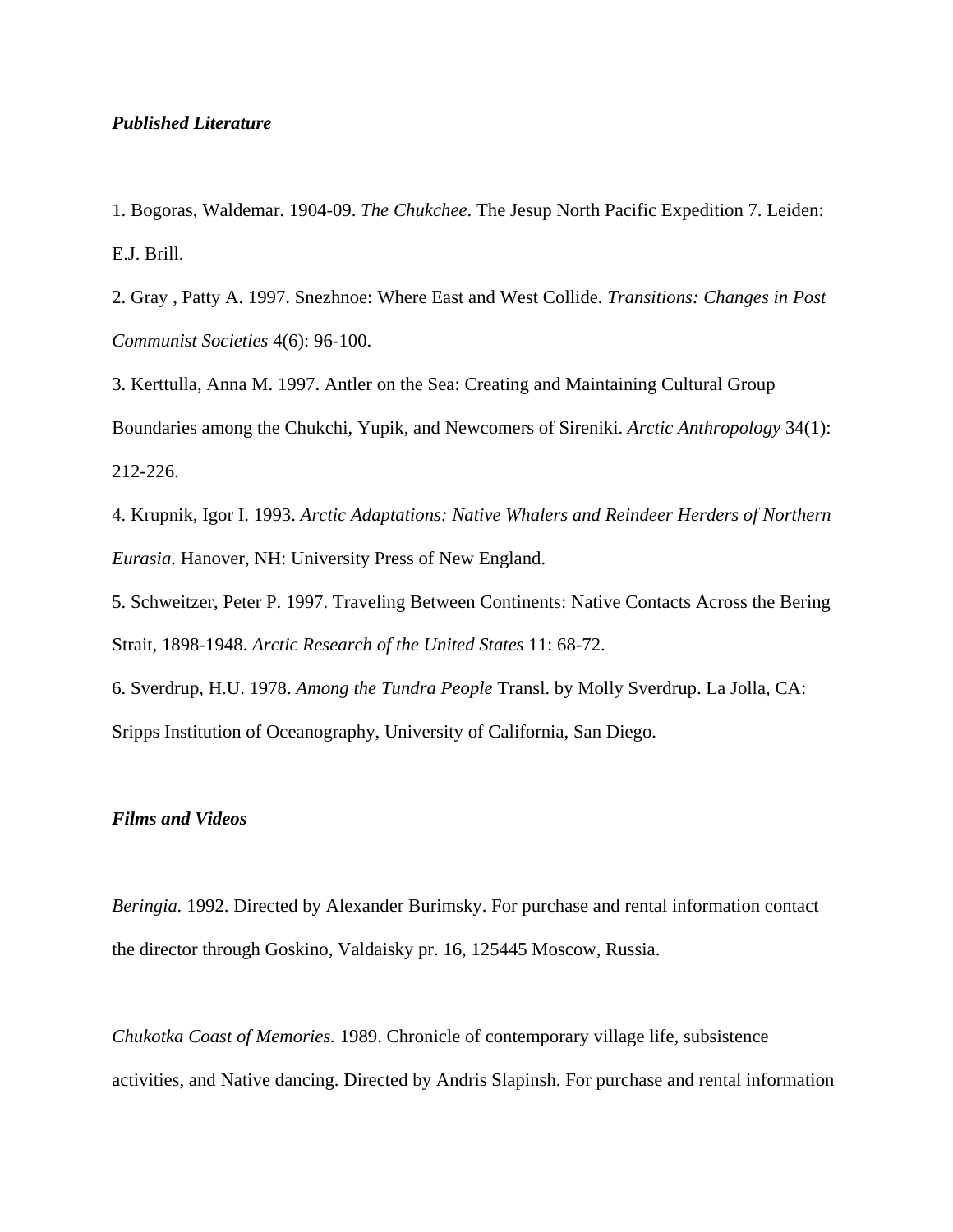***Published Literature***

1. Bogoras, Waldemar. 1904-09. *The Chukchee*. The Jesup North Pacific Expedition 7. Leiden: E.J. Brill.
2. Gray , Patty A. 1997. Snezhnoe: Where East and West Collide. *Transitions: Changes in Post Communist Societies* 4(6): 96-100.
3. Kerttulla, Anna M. 1997. Antler on the Sea: Creating and Maintaining Cultural Group Boundaries among the Chukchi, Yupik, and Newcomers of Sireniki. *Arctic Anthropology* 34(1): 212-226.
4. Krupnik, Igor I. 1993. *Arctic Adaptations: Native Whalers and Reindeer Herders of Northern Eurasia*. Hanover, NH: University Press of New England.
5. Schweitzer, Peter P. 1997. Traveling Between Continents: Native Contacts Across the Bering Strait, 1898-1948. *Arctic Research of the United States* 11: 68-72.
6. Sverdrup, H.U. 1978. *Among the Tundra People* Transl. by Molly Sverdrup. La Jolla, CA: Sripps Institution of Oceanography, University of California, San Diego.

***Films and Videos***

*Beringia.* 1992. Directed by Alexander Burimsky. For purchase and rental information contact the director through Goskino, Valdaisky pr. 16, 125445 Moscow, Russia.

*Chukotka Coast of Memories.* 1989. Chronicle of contemporary village life, subsistence activities, and Native dancing. Directed by Andris Slapinsh. For purchase and rental information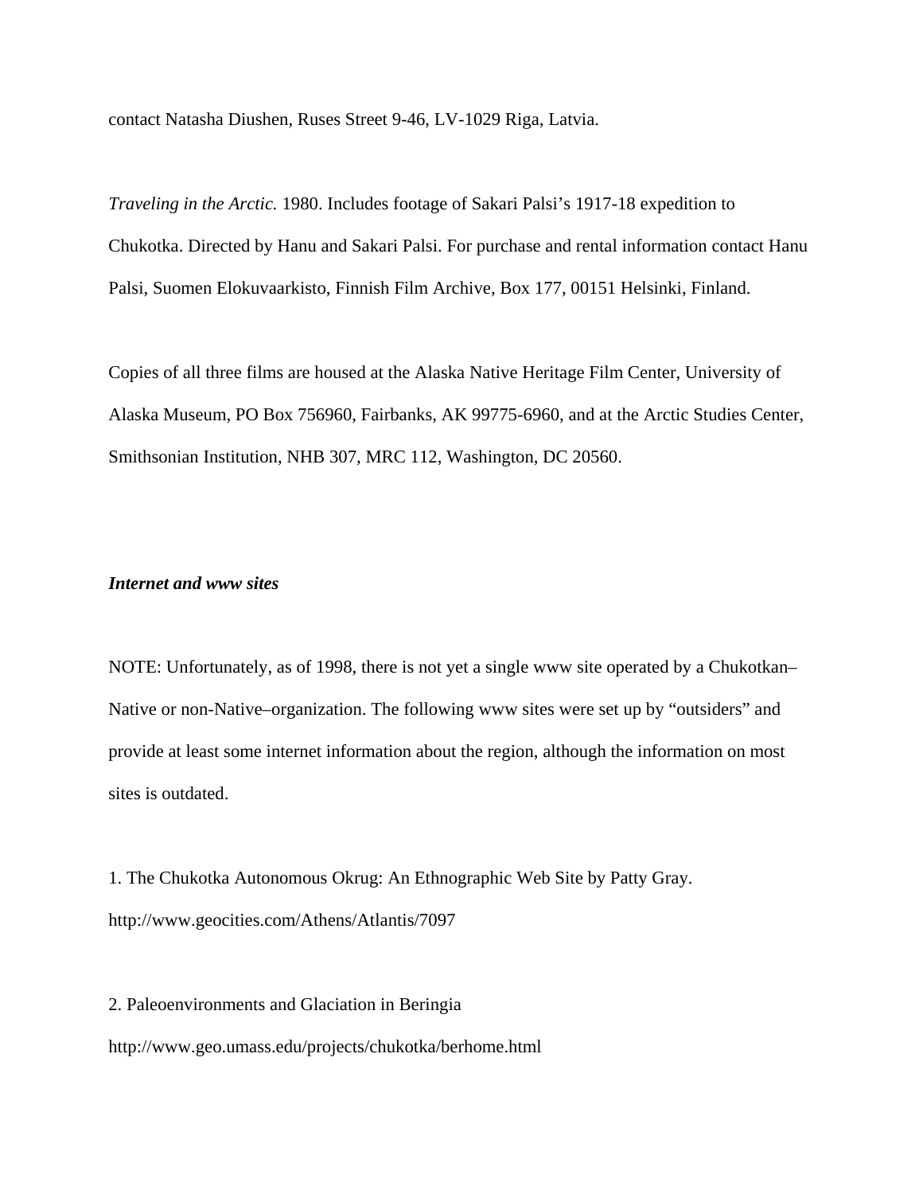contact Natasha Diushen, Ruses Street 9-46, LV-1029 Riga, Latvia.

*Traveling in the Arctic.* 1980. Includes footage of Sakari Palsi's 1917-18 expedition to Chukotka. Directed by Hanu and Sakari Palsi. For purchase and rental information contact Hanu Palsi, Suomen Elokuvaarkisto, Finnish Film Archive, Box 177, 00151 Helsinki, Finland.

Copies of all three films are housed at the Alaska Native Heritage Film Center, University of Alaska Museum, PO Box 756960, Fairbanks, AK 99775-6960, and at the Arctic Studies Center, Smithsonian Institution, NHB 307, MRC 112, Washington, DC 20560.

***Internet and www sites***

NOTE: Unfortunately, as of 1998, there is not yet a single www site operated by a Chukotkan–Native or non-Native–organization. The following www sites were set up by "outsiders" and provide at least some internet information about the region, although the information on most sites is outdated.

1. The Chukotka Autonomous Okrug: An Ethnographic Web Site by Patty Gray.
http://www.geocities.com/Athens/Atlantis/7097

2. Paleoenvironments and Glaciation in Beringia
http://www.geo.umass.edu/projects/chukotka/berhome.html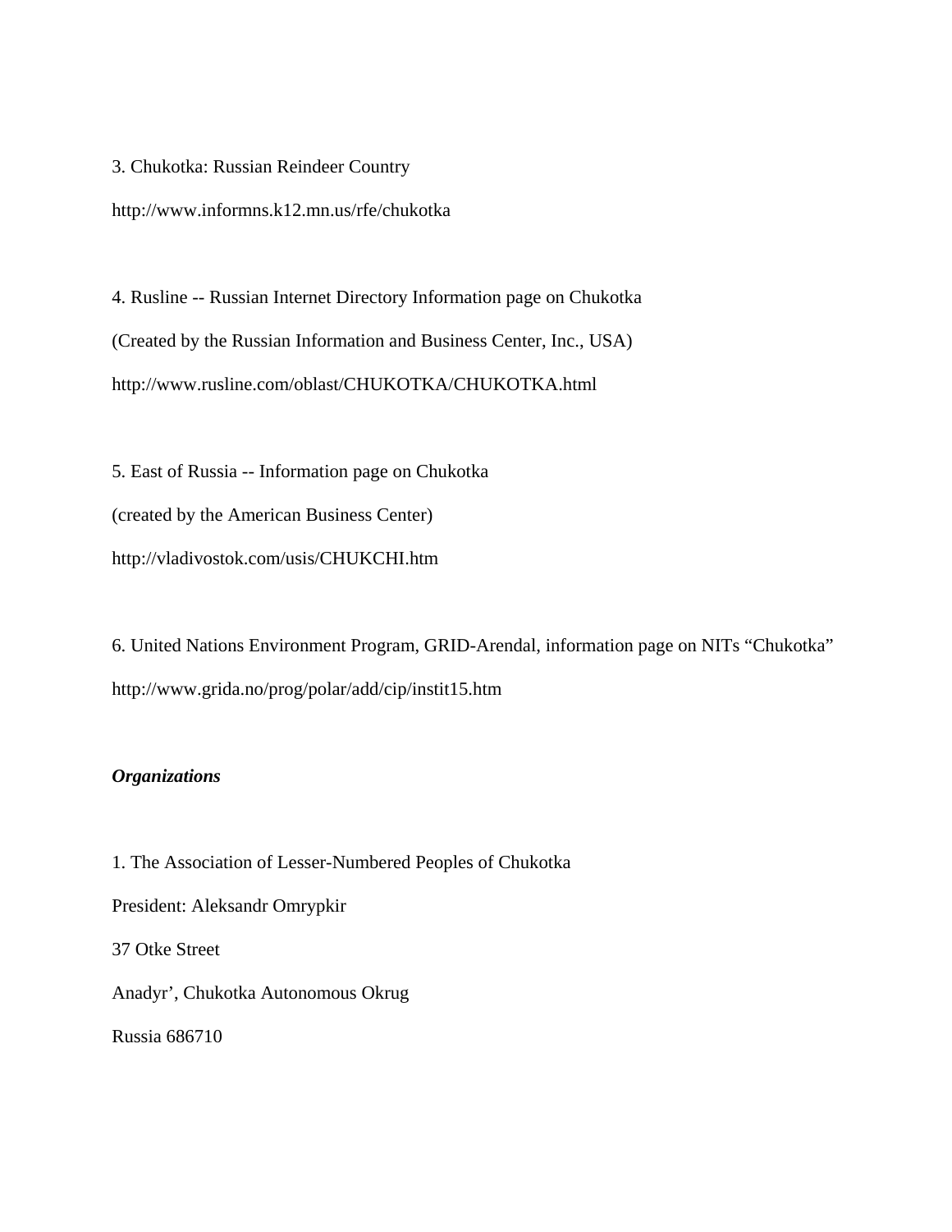3. Chukotka: Russian Reindeer Country

http://www.informns.k12.mn.us/rfe/chukotka

4. Rusline -- Russian Internet Directory Information page on Chukotka

(Created by the Russian Information and Business Center, Inc., USA)

http://www.rusline.com/oblast/CHUKOTKA/CHUKOTKA.html

5. East of Russia -- Information page on Chukotka

(created by the American Business Center)

http://vladivostok.com/usis/CHUKCHI.htm

6. United Nations Environment Program, GRID-Arendal, information page on NITs "Chukotka"

http://www.grida.no/prog/polar/add/cip/instit15.htm

***Organizations***

1. The Association of Lesser-Numbered Peoples of Chukotka

President: Aleksandr Omrypkir

37 Otke Street

Anadyr', Chukotka Autonomous Okrug

Russia 686710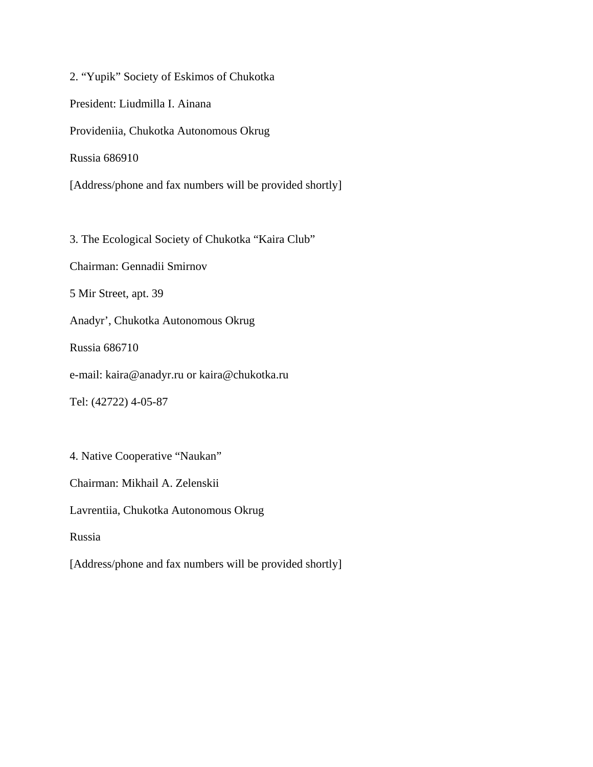2. “Yupik” Society of Eskimos of Chukotka

President: Liudmilla I. Ainana

Provideniia, Chukotka Autonomous Okrug

Russia 686910

[Address/phone and fax numbers will be provided shortly]

3. The Ecological Society of Chukotka “Kaira Club”

Chairman: Gennadii Smirnov

5 Mir Street, apt. 39

Anadyr’, Chukotka Autonomous Okrug

Russia 686710

e-mail: kaira@anadyr.ru or kaira@chukotka.ru

Tel: (42722) 4-05-87

4. Native Cooperative “Naukan”

Chairman: Mikhail A. Zelenskii

Lavrentiia, Chukotka Autonomous Okrug

Russia

[Address/phone and fax numbers will be provided shortly]